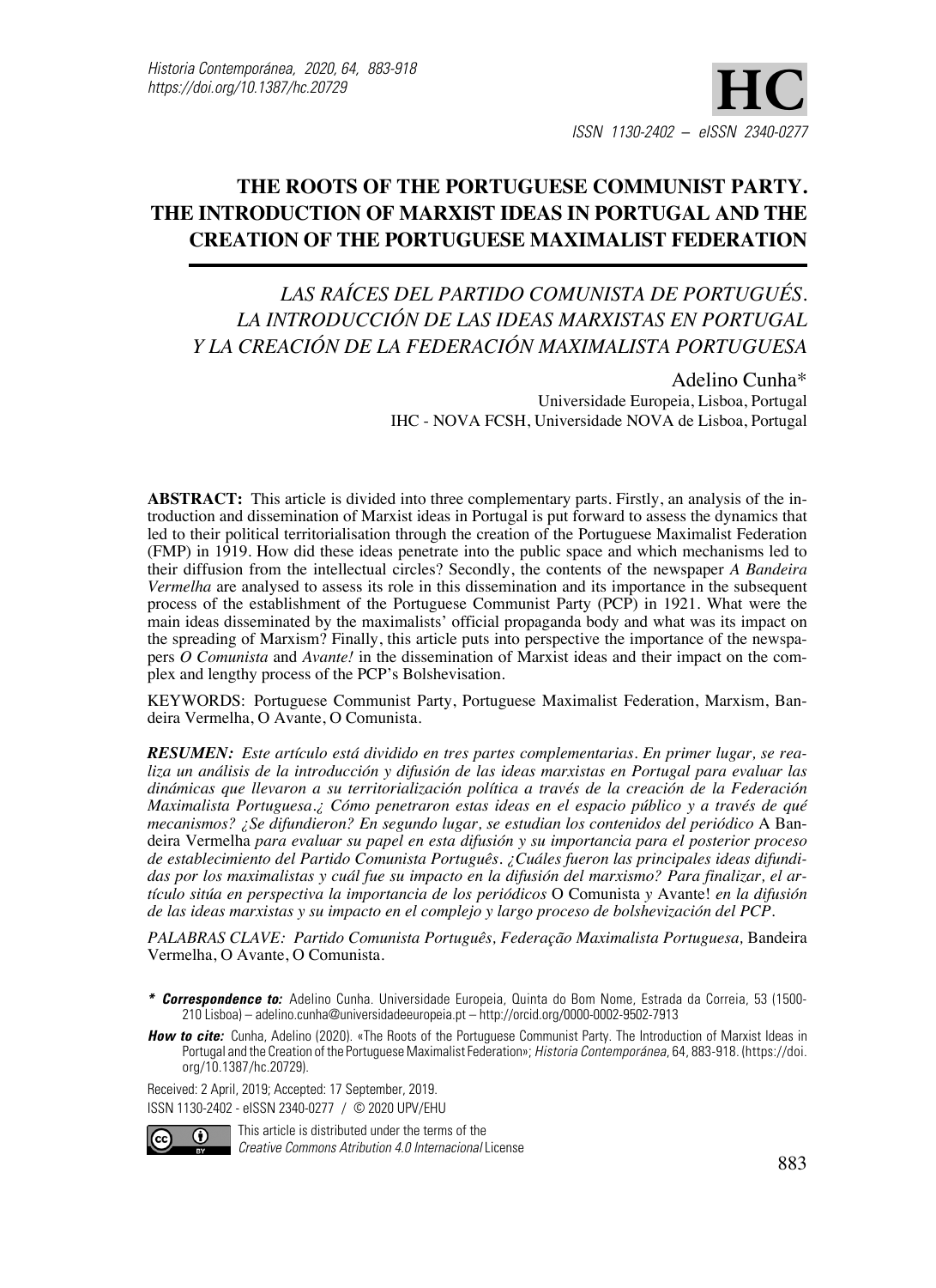# THE ROOTS OF THE PORTUGUESE COMMUNIST PARTY. THE INTRODUCTION OF MARXIST IDEAS IN PORTUGAL AND THE CREATION OF THE PORTUGUESE MAXIMALIST FEDERATION

## *LAS RAÍCES DEL PARTIDO COMUNISTA DE PORTUGUÉS. LA INTRODUCCIÓN DE LAS IDEAS MARXISTAS EN PORTUGAL Y LA CREACIÓN DE LA FEDERACIÓN MAXIMALISTA PORTUGUESA*

Adelino Cunha*

Universidade Europeia, Lisboa, Portugal

IHC - NOVA FCSH, Universidade NOVA de Lisboa, Portugal

**ABSTRACT:** This article is divided into three complementary parts. Firstly, an analysis of the introduction and dissemination of Marxist ideas in Portugal is put forward to assess the dynamics that led to their political territorialisation through the creation of the Portuguese Maximalist Federation (FMP) in 1919. How did these ideas penetrate into the public space and which mechanisms led to their diffusion from the intellectual circles? Secondly, the contents of the newspaper *A Bandeira Vermelha* are analysed to assess its role in this dissemination and its importance in the subsequent process of the establishment of the Portuguese Communist Party (PCP) in 1921. What were the main ideas disseminated by the maximalists' official propaganda body and what was its impact on the spreading of Marxism? Finally, this article puts into perspective the importance of the newspapers *O Comunista* and *Avante!* in the dissemination of Marxist ideas and their impact on the complex and lengthy process of the PCP's Bolshevisation.

KEYWORDS: Portuguese Communist Party, Portuguese Maximalist Federation, Marxism, Bandeira Vermelha, O Avante, O Comunista.

***RESUMEN:*** *Este artículo está dividido en tres partes complementarias. En primer lugar, se realiza un análisis de la introducción y difusión de las ideas marxistas en Portugal para evaluar las dinámicas que llevaron a su territorialización política a través de la creación de la Federación Maximalista Portuguesa.¿ Cómo penetraron estas ideas en el espacio público y a través de qué mecanismos? ¿Se difundieron? En segundo lugar, se estudian los contenidos del periódico* A Bandeira Vermelha *para evaluar su papel en esta difusión y su importancia para el posterior proceso de establecimiento del Partido Comunista Português. ¿Cuáles fueron las principales ideas difundidas por los maximalistas y cuál fue su impacto en la difusión del marxismo? Para finalizar, el artículo sitúa en perspectiva la importancia de los periódicos* O Comunista *y* Avante! *en la difusión de las ideas marxistas y su impacto en el complejo y largo proceso de bolshevización del PCP.*

*PALABRAS CLAVE: Partido Comunista Português, Federação Maximalista Portuguesa,* Bandeira Vermelha, O Avante, O Comunista.

\* ***Correspondence to:*** Adelino Cunha. Universidade Europeia, Quinta do Bom Nome, Estrada da Correia, 53 (1500-210 Lisboa) – adelino.cunha@universidadeeuropeia.pt – http://orcid.org/0000-0002-9502-7913

***How to cite:*** Cunha, Adelino (2020). «The Roots of the Portuguese Communist Party. The Introduction of Marxist Ideas in Portugal and the Creation of the Portuguese Maximalist Federation»; *Historia Contemporánea*, 64, 883-918. (https://doi.org/10.1387/hc.20729).

Received: 2 April, 2019; Accepted: 17 September, 2019.

ISSN 1130-2402 - eISSN 2340-0277 / © 2020 UPV/EHU

This article is distributed under the terms of the *Creative Commons Atribution 4.0 Internacional* License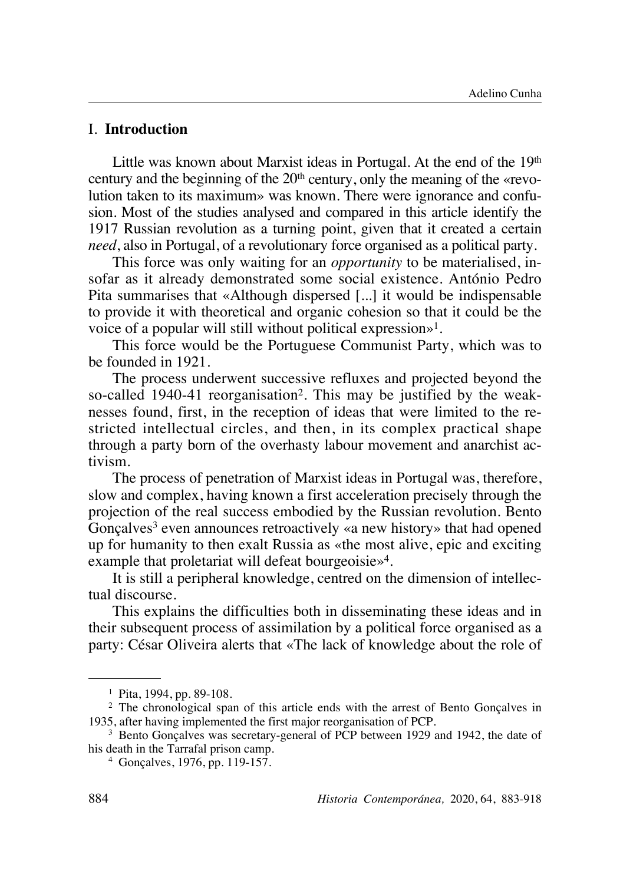## I. Introduction

Little was known about Marxist ideas in Portugal. At the end of the 19th century and the beginning of the 20th century, only the meaning of the «revolution taken to its maximum» was known. There were ignorance and confusion. Most of the studies analysed and compared in this article identify the 1917 Russian revolution as a turning point, given that it created a certain *need*, also in Portugal, of a revolutionary force organised as a political party.

This force was only waiting for an *opportunity* to be materialised, insofar as it already demonstrated some social existence. António Pedro Pita summarises that «Although dispersed [...] it would be indispensable to provide it with theoretical and organic cohesion so that it could be the voice of a popular will still without political expression»[1].

This force would be the Portuguese Communist Party, which was to be founded in 1921.

The process underwent successive refluxes and projected beyond the so-called 1940-41 reorganisation[2]. This may be justified by the weaknesses found, first, in the reception of ideas that were limited to the restricted intellectual circles, and then, in its complex practical shape through a party born of the overhasty labour movement and anarchist activism.

The process of penetration of Marxist ideas in Portugal was, therefore, slow and complex, having known a first acceleration precisely through the projection of the real success embodied by the Russian revolution. Bento Gonçalves[3] even announces retroactively «a new history» that had opened up for humanity to then exalt Russia as «the most alive, epic and exciting example that proletariat will defeat bourgeoisie»[4].

It is still a peripheral knowledge, centred on the dimension of intellectual discourse.

This explains the difficulties both in disseminating these ideas and in their subsequent process of assimilation by a political force organised as a party: César Oliveira alerts that «The lack of knowledge about the role of

---

[1] Pita, 1994, pp. 89-108.

[2] The chronological span of this article ends with the arrest of Bento Gonçalves in 1935, after having implemented the first major reorganisation of PCP.

[3] Bento Gonçalves was secretary-general of PCP between 1929 and 1942, the date of his death in the Tarrafal prison camp.

[4] Gonçalves, 1976, pp. 119-157.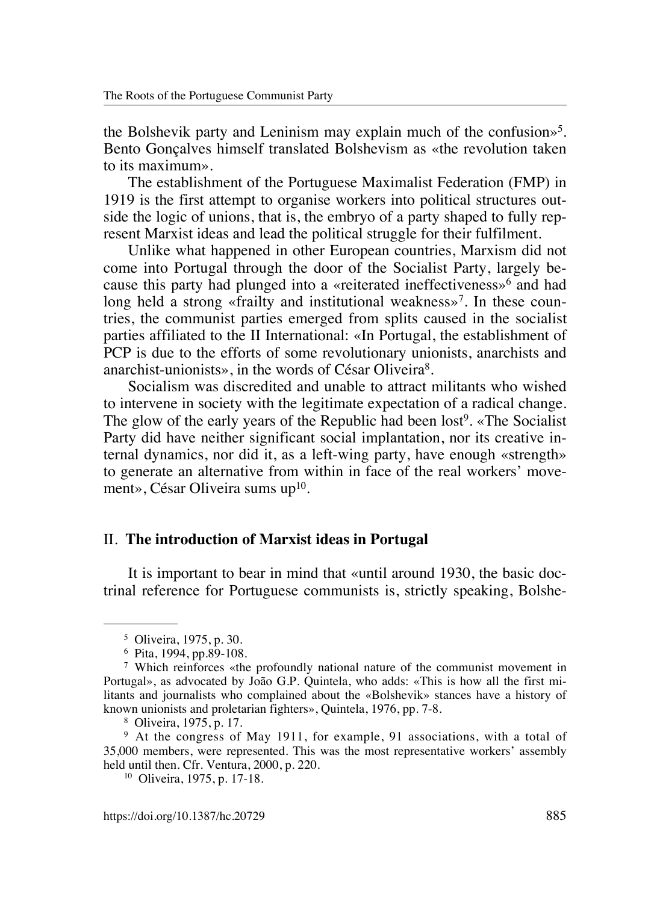the Bolshevik party and Leninism may explain much of the confusion»[5]. Bento Gonçalves himself translated Bolshevism as «the revolution taken to its maximum».

The establishment of the Portuguese Maximalist Federation (FMP) in 1919 is the first attempt to organise workers into political structures outside the logic of unions, that is, the embryo of a party shaped to fully represent Marxist ideas and lead the political struggle for their fulfilment.

Unlike what happened in other European countries, Marxism did not come into Portugal through the door of the Socialist Party, largely because this party had plunged into a «reiterated ineffectiveness»[6] and had long held a strong «frailty and institutional weakness»[7]. In these countries, the communist parties emerged from splits caused in the socialist parties affiliated to the II International: «In Portugal, the establishment of PCP is due to the efforts of some revolutionary unionists, anarchists and anarchist-unionists», in the words of César Oliveira[8].

Socialism was discredited and unable to attract militants who wished to intervene in society with the legitimate expectation of a radical change. The glow of the early years of the Republic had been lost[9]. «The Socialist Party did have neither significant social implantation, nor its creative internal dynamics, nor did it, as a left-wing party, have enough «strength» to generate an alternative from within in face of the real workers' movement», César Oliveira sums up[10].

## II. The introduction of Marxist ideas in Portugal

It is important to bear in mind that «until around 1930, the basic doctrinal reference for Portuguese communists is, strictly speaking, Bolshe-

---

[5] Oliveira, 1975, p. 30.

[6] Pita, 1994, pp.89-108.

[7] Which reinforces «the profoundly national nature of the communist movement in Portugal», as advocated by João G.P. Quintela, who adds: «This is how all the first militants and journalists who complained about the «Bolshevik» stances have a history of known unionists and proletarian fighters», Quintela, 1976, pp. 7-8.

[8] Oliveira, 1975, p. 17.

[9] At the congress of May 1911, for example, 91 associations, with a total of 35,000 members, were represented. This was the most representative workers' assembly held until then. Cfr. Ventura, 2000, p. 220.

[10] Oliveira, 1975, p. 17-18.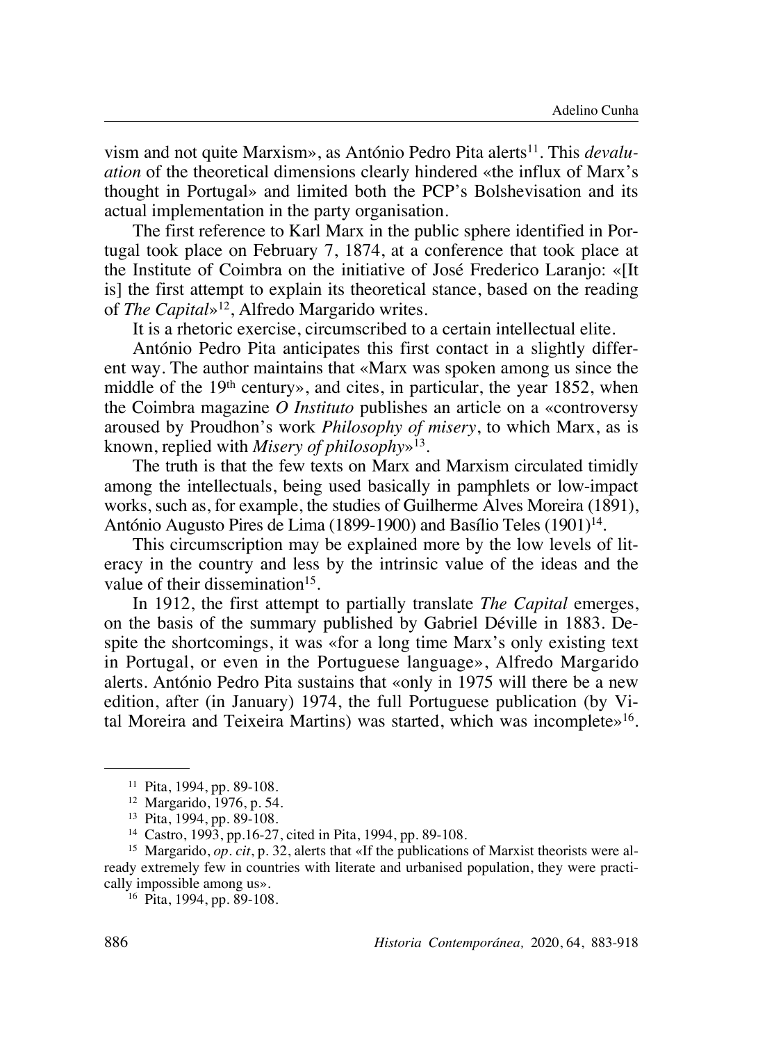vism and not quite Marxism», as António Pedro Pita alerts[11]. This *devaluation* of the theoretical dimensions clearly hindered «the influx of Marx's thought in Portugal» and limited both the PCP's Bolshevisation and its actual implementation in the party organisation.

The first reference to Karl Marx in the public sphere identified in Portugal took place on February 7, 1874, at a conference that took place at the Institute of Coimbra on the initiative of José Frederico Laranjo: «[It is] the first attempt to explain its theoretical stance, based on the reading of *The Capital*»[12], Alfredo Margarido writes.

It is a rhetoric exercise, circumscribed to a certain intellectual elite.

António Pedro Pita anticipates this first contact in a slightly different way. The author maintains that «Marx was spoken among us since the middle of the 19th century», and cites, in particular, the year 1852, when the Coimbra magazine *O Instituto* publishes an article on a «controversy aroused by Proudhon's work *Philosophy of misery*, to which Marx, as is known, replied with *Misery of philosophy*»[13].

The truth is that the few texts on Marx and Marxism circulated timidly among the intellectuals, being used basically in pamphlets or low-impact works, such as, for example, the studies of Guilherme Alves Moreira (1891), António Augusto Pires de Lima (1899-1900) and Basílio Teles (1901)[14].

This circumscription may be explained more by the low levels of literacy in the country and less by the intrinsic value of the ideas and the value of their dissemination[15].

In 1912, the first attempt to partially translate *The Capital* emerges, on the basis of the summary published by Gabriel Déville in 1883. Despite the shortcomings, it was «for a long time Marx's only existing text in Portugal, or even in the Portuguese language», Alfredo Margarido alerts. António Pedro Pita sustains that «only in 1975 will there be a new edition, after (in January) 1974, the full Portuguese publication (by Vital Moreira and Teixeira Martins) was started, which was incomplete»[16].

---

[11] Pita, 1994, pp. 89-108.

[12] Margarido, 1976, p. 54.

[13] Pita, 1994, pp. 89-108.

[14] Castro, 1993, pp.16-27, cited in Pita, 1994, pp. 89-108.

[15] Margarido, *op. cit*, p. 32, alerts that «If the publications of Marxist theorists were already extremely few in countries with literate and urbanised population, they were practically impossible among us».

[16] Pita, 1994, pp. 89-108.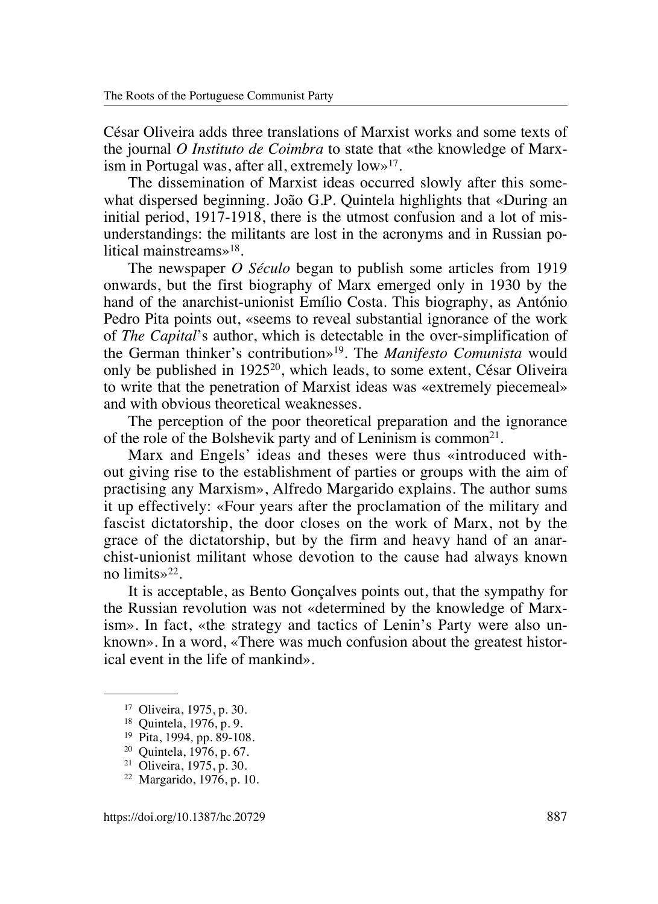César Oliveira adds three translations of Marxist works and some texts of the journal *O Instituto de Coimbra* to state that «the knowledge of Marxism in Portugal was, after all, extremely low»[17].

The dissemination of Marxist ideas occurred slowly after this somewhat dispersed beginning. João G.P. Quintela highlights that «During an initial period, 1917-1918, there is the utmost confusion and a lot of misunderstandings: the militants are lost in the acronyms and in Russian political mainstreams»[18].

The newspaper *O Século* began to publish some articles from 1919 onwards, but the first biography of Marx emerged only in 1930 by the hand of the anarchist-unionist Emílio Costa. This biography, as António Pedro Pita points out, «seems to reveal substantial ignorance of the work of *The Capital*'s author, which is detectable in the over-simplification of the German thinker's contribution»[19]. The *Manifesto Comunista* would only be published in 1925[20], which leads, to some extent, César Oliveira to write that the penetration of Marxist ideas was «extremely piecemeal» and with obvious theoretical weaknesses.

The perception of the poor theoretical preparation and the ignorance of the role of the Bolshevik party and of Leninism is common[21].

Marx and Engels' ideas and theses were thus «introduced without giving rise to the establishment of parties or groups with the aim of practising any Marxism», Alfredo Margarido explains. The author sums it up effectively: «Four years after the proclamation of the military and fascist dictatorship, the door closes on the work of Marx, not by the grace of the dictatorship, but by the firm and heavy hand of an anarchist-unionist militant whose devotion to the cause had always known no limits»[22].

It is acceptable, as Bento Gonçalves points out, that the sympathy for the Russian revolution was not «determined by the knowledge of Marxism». In fact, «the strategy and tactics of Lenin's Party were also unknown». In a word, «There was much confusion about the greatest historical event in the life of mankind».

---

[17] Oliveira, 1975, p. 30.

[18] Quintela, 1976, p. 9.

[19] Pita, 1994, pp. 89-108.

[20] Quintela, 1976, p. 67.

[21] Oliveira, 1975, p. 30.

[22] Margarido, 1976, p. 10.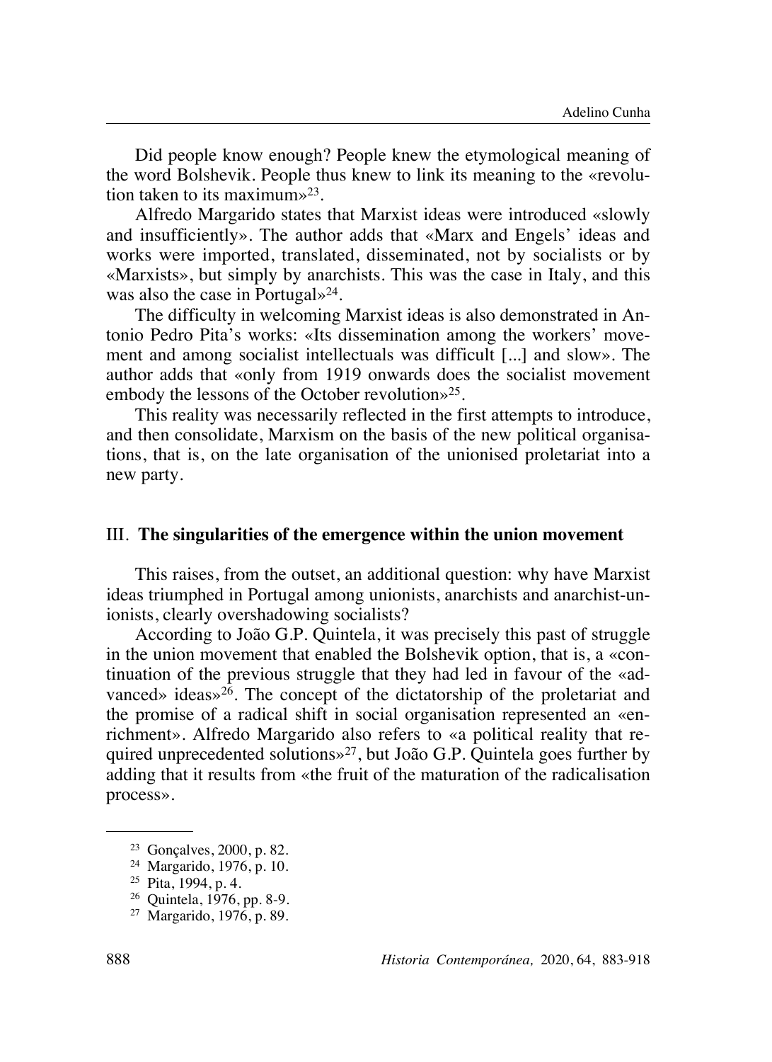Did people know enough? People knew the etymological meaning of the word Bolshevik. People thus knew to link its meaning to the «revolution taken to its maximum»[23].

Alfredo Margarido states that Marxist ideas were introduced «slowly and insufficiently». The author adds that «Marx and Engels' ideas and works were imported, translated, disseminated, not by socialists or by «Marxists», but simply by anarchists. This was the case in Italy, and this was also the case in Portugal»[24].

The difficulty in welcoming Marxist ideas is also demonstrated in Antonio Pedro Pita's works: «Its dissemination among the workers' movement and among socialist intellectuals was difficult [...] and slow». The author adds that «only from 1919 onwards does the socialist movement embody the lessons of the October revolution»[25].

This reality was necessarily reflected in the first attempts to introduce, and then consolidate, Marxism on the basis of the new political organisations, that is, on the late organisation of the unionised proletariat into a new party.

## III. **The singularities of the emergence within the union movement**

This raises, from the outset, an additional question: why have Marxist ideas triumphed in Portugal among unionists, anarchists and anarchist-unionists, clearly overshadowing socialists?

According to João G.P. Quintela, it was precisely this past of struggle in the union movement that enabled the Bolshevik option, that is, a «continuation of the previous struggle that they had led in favour of the «advanced» ideas»[26]. The concept of the dictatorship of the proletariat and the promise of a radical shift in social organisation represented an «enrichment». Alfredo Margarido also refers to «a political reality that required unprecedented solutions»[27], but João G.P. Quintela goes further by adding that it results from «the fruit of the maturation of the radicalisation process».

---

[23] Gonçalves, 2000, p. 82.

[24] Margarido, 1976, p. 10.

[25] Pita, 1994, p. 4.

[26] Quintela, 1976, pp. 8-9.

[27] Margarido, 1976, p. 89.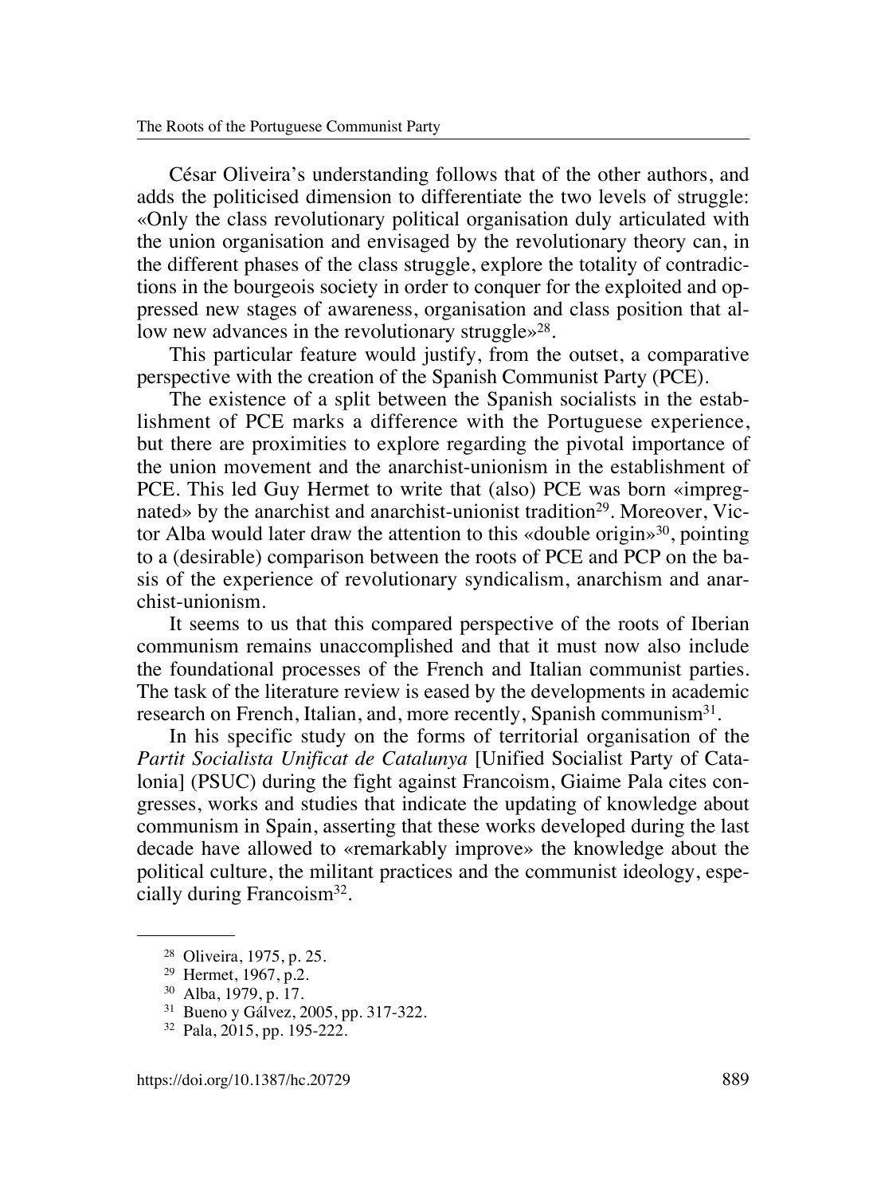César Oliveira's understanding follows that of the other authors, and adds the politicised dimension to differentiate the two levels of struggle: «Only the class revolutionary political organisation duly articulated with the union organisation and envisaged by the revolutionary theory can, in the different phases of the class struggle, explore the totality of contradictions in the bourgeois society in order to conquer for the exploited and oppressed new stages of awareness, organisation and class position that allow new advances in the revolutionary struggle»[28].

This particular feature would justify, from the outset, a comparative perspective with the creation of the Spanish Communist Party (PCE).

The existence of a split between the Spanish socialists in the establishment of PCE marks a difference with the Portuguese experience, but there are proximities to explore regarding the pivotal importance of the union movement and the anarchist-unionism in the establishment of PCE. This led Guy Hermet to write that (also) PCE was born «impregnated» by the anarchist and anarchist-unionist tradition[29]. Moreover, Victor Alba would later draw the attention to this «double origin»[30], pointing to a (desirable) comparison between the roots of PCE and PCP on the basis of the experience of revolutionary syndicalism, anarchism and anarchist-unionism.

It seems to us that this compared perspective of the roots of Iberian communism remains unaccomplished and that it must now also include the foundational processes of the French and Italian communist parties. The task of the literature review is eased by the developments in academic research on French, Italian, and, more recently, Spanish communism[31].

In his specific study on the forms of territorial organisation of the *Partit Socialista Unificat de Catalunya* [Unified Socialist Party of Catalonia] (PSUC) during the fight against Francoism, Giaime Pala cites congresses, works and studies that indicate the updating of knowledge about communism in Spain, asserting that these works developed during the last decade have allowed to «remarkably improve» the knowledge about the political culture, the militant practices and the communist ideology, especially during Francoism[32].

---

[28] Oliveira, 1975, p. 25.

[29] Hermet, 1967, p.2.

[30] Alba, 1979, p. 17.

[31] Bueno y Gálvez, 2005, pp. 317-322.

[32] Pala, 2015, pp. 195-222.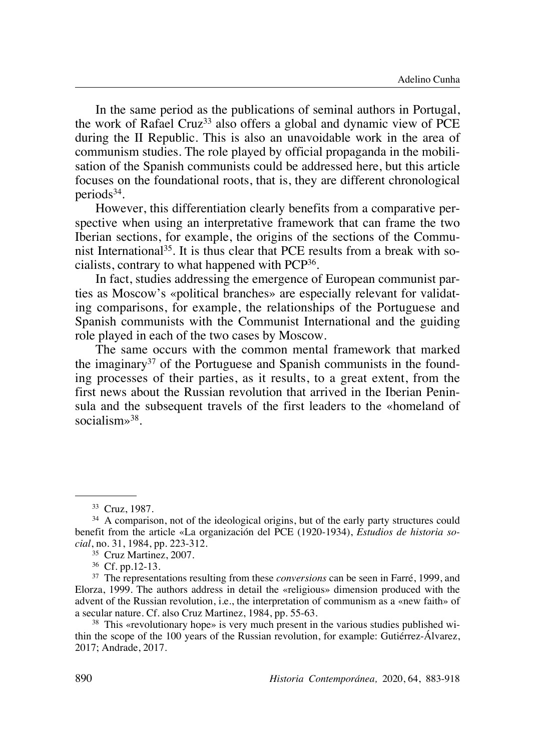In the same period as the publications of seminal authors in Portugal, the work of Rafael Cruz[33] also offers a global and dynamic view of PCE during the II Republic. This is also an unavoidable work in the area of communism studies. The role played by official propaganda in the mobilisation of the Spanish communists could be addressed here, but this article focuses on the foundational roots, that is, they are different chronological periods[34].

However, this differentiation clearly benefits from a comparative perspective when using an interpretative framework that can frame the two Iberian sections, for example, the origins of the sections of the Communist International[35]. It is thus clear that PCE results from a break with socialists, contrary to what happened with PCP[36].

In fact, studies addressing the emergence of European communist parties as Moscow's «political branches» are especially relevant for validating comparisons, for example, the relationships of the Portuguese and Spanish communists with the Communist International and the guiding role played in each of the two cases by Moscow.

The same occurs with the common mental framework that marked the imaginary[37] of the Portuguese and Spanish communists in the founding processes of their parties, as it results, to a great extent, from the first news about the Russian revolution that arrived in the Iberian Peninsula and the subsequent travels of the first leaders to the «homeland of socialism»[38].

---

[33] Cruz, 1987.

[34] A comparison, not of the ideological origins, but of the early party structures could benefit from the article «La organización del PCE (1920-1934), *Estudios de historia social*, no. 31, 1984, pp. 223-312.

[35] Cruz Martinez, 2007.

[36] Cf. pp.12-13.

[37] The representations resulting from these *conversions* can be seen in Farré, 1999, and Elorza, 1999. The authors address in detail the «religious» dimension produced with the advent of the Russian revolution, i.e., the interpretation of communism as a «new faith» of a secular nature. Cf. also Cruz Martinez, 1984, pp. 55-63.

[38] This «revolutionary hope» is very much present in the various studies published within the scope of the 100 years of the Russian revolution, for example: Gutiérrez-Álvarez, 2017; Andrade, 2017.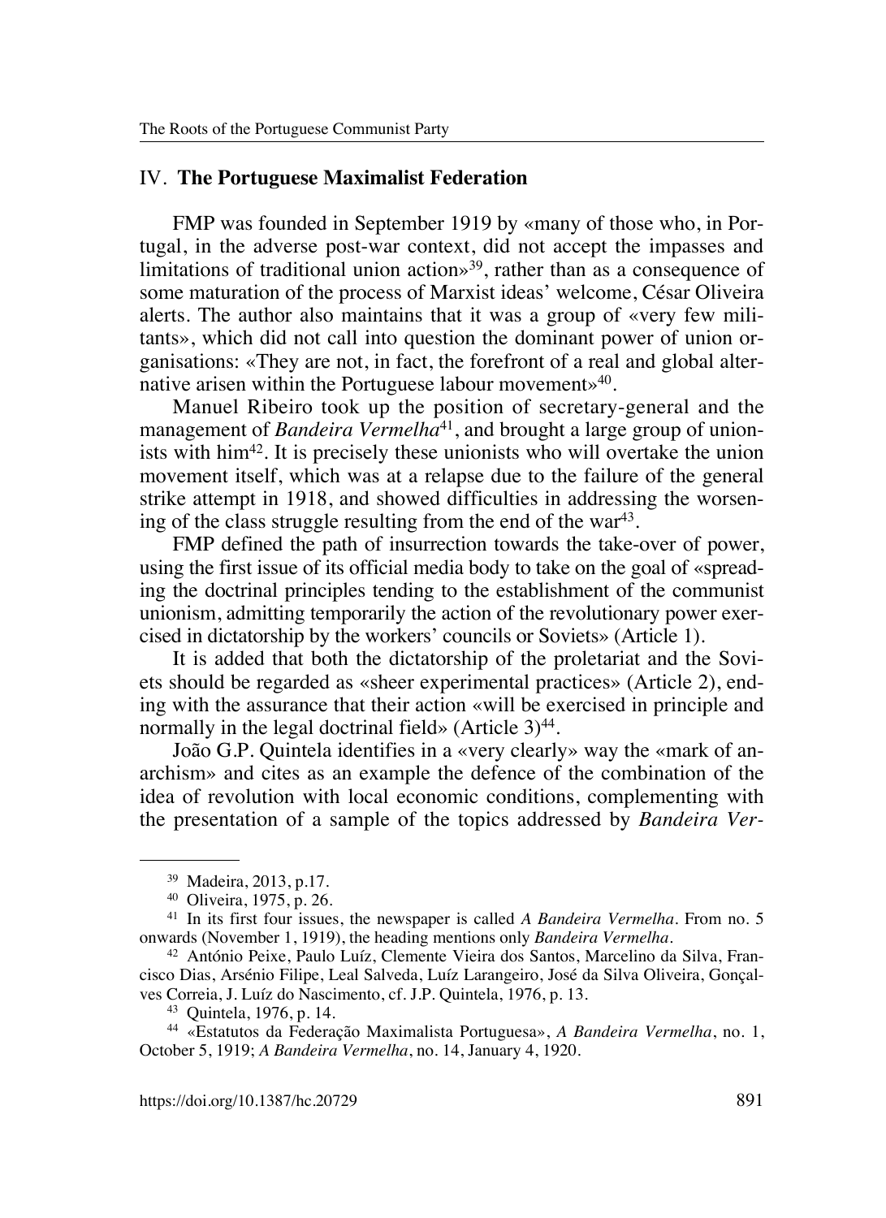## IV. The Portuguese Maximalist Federation

FMP was founded in September 1919 by «many of those who, in Portugal, in the adverse post-war context, did not accept the impasses and limitations of traditional union action»[39], rather than as a consequence of some maturation of the process of Marxist ideas' welcome, César Oliveira alerts. The author also maintains that it was a group of «very few militants», which did not call into question the dominant power of union organisations: «They are not, in fact, the forefront of a real and global alternative arisen within the Portuguese labour movement»[40].

Manuel Ribeiro took up the position of secretary-general and the management of *Bandeira Vermelha*[41], and brought a large group of unionists with him[42]. It is precisely these unionists who will overtake the union movement itself, which was at a relapse due to the failure of the general strike attempt in 1918, and showed difficulties in addressing the worsening of the class struggle resulting from the end of the war[43].

FMP defined the path of insurrection towards the take-over of power, using the first issue of its official media body to take on the goal of «spreading the doctrinal principles tending to the establishment of the communist unionism, admitting temporarily the action of the revolutionary power exercised in dictatorship by the workers' councils or Soviets» (Article 1).

It is added that both the dictatorship of the proletariat and the Soviets should be regarded as «sheer experimental practices» (Article 2), ending with the assurance that their action «will be exercised in principle and normally in the legal doctrinal field» (Article 3)[44].

João G.P. Quintela identifies in a «very clearly» way the «mark of anarchism» and cites as an example the defence of the combination of the idea of revolution with local economic conditions, complementing with the presentation of a sample of the topics addressed by *Bandeira Ver-*

---

[39] Madeira, 2013, p.17.

[40] Oliveira, 1975, p. 26.

[41] In its first four issues, the newspaper is called *A Bandeira Vermelha*. From no. 5 onwards (November 1, 1919), the heading mentions only *Bandeira Vermelha*.

[42] António Peixe, Paulo Luíz, Clemente Vieira dos Santos, Marcelino da Silva, Francisco Dias, Arsénio Filipe, Leal Salveda, Luíz Larangeiro, José da Silva Oliveira, Gonçalves Correia, J. Luíz do Nascimento, cf. J.P. Quintela, 1976, p. 13.

[43] Quintela, 1976, p. 14.

[44] «Estatutos da Federação Maximalista Portuguesa», *A Bandeira Vermelha*, no. 1, October 5, 1919; *A Bandeira Vermelha*, no. 14, January 4, 1920.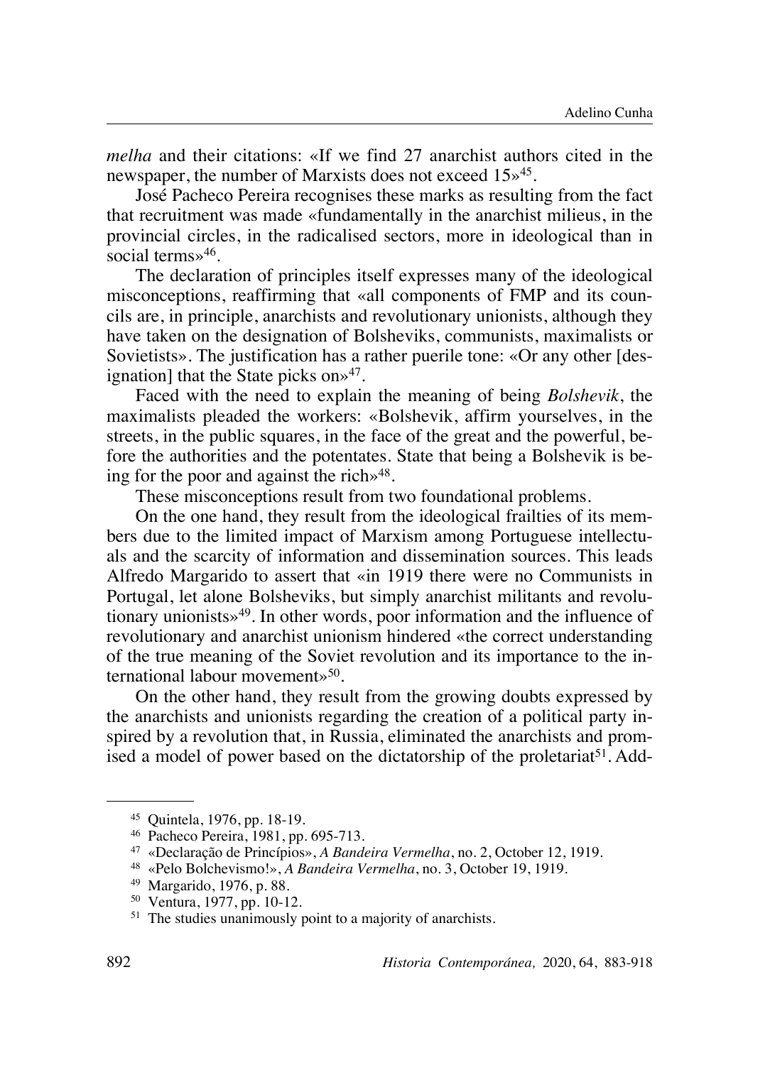*melha* and their citations: «If we find 27 anarchist authors cited in the newspaper, the number of Marxists does not exceed 15»[45].

José Pacheco Pereira recognises these marks as resulting from the fact that recruitment was made «fundamentally in the anarchist milieus, in the provincial circles, in the radicalised sectors, more in ideological than in social terms»[46].

The declaration of principles itself expresses many of the ideological misconceptions, reaffirming that «all components of FMP and its councils are, in principle, anarchists and revolutionary unionists, although they have taken on the designation of Bolsheviks, communists, maximalists or Sovietists». The justification has a rather puerile tone: «Or any other [designation] that the State picks on»[47].

Faced with the need to explain the meaning of being *Bolshevik*, the maximalists pleaded the workers: «Bolshevik, affirm yourselves, in the streets, in the public squares, in the face of the great and the powerful, before the authorities and the potentates. State that being a Bolshevik is being for the poor and against the rich»[48].

These misconceptions result from two foundational problems.

On the one hand, they result from the ideological frailties of its members due to the limited impact of Marxism among Portuguese intellectuals and the scarcity of information and dissemination sources. This leads Alfredo Margarido to assert that «in 1919 there were no Communists in Portugal, let alone Bolsheviks, but simply anarchist militants and revolutionary unionists»[49]. In other words, poor information and the influence of revolutionary and anarchist unionism hindered «the correct understanding of the true meaning of the Soviet revolution and its importance to the international labour movement»[50].

On the other hand, they result from the growing doubts expressed by the anarchists and unionists regarding the creation of a political party inspired by a revolution that, in Russia, eliminated the anarchists and promised a model of power based on the dictatorship of the proletariat[51]. Add-

---

[45] Quintela, 1976, pp. 18-19.

[46] Pacheco Pereira, 1981, pp. 695-713.

[47] «Declaração de Princípios», *A Bandeira Vermelha*, no. 2, October 12, 1919.

[48] «Pelo Bolchevismo!», *A Bandeira Vermelha*, no. 3, October 19, 1919.

[49] Margarido, 1976, p. 88.

[50] Ventura, 1977, pp. 10-12.

[51] The studies unanimously point to a majority of anarchists.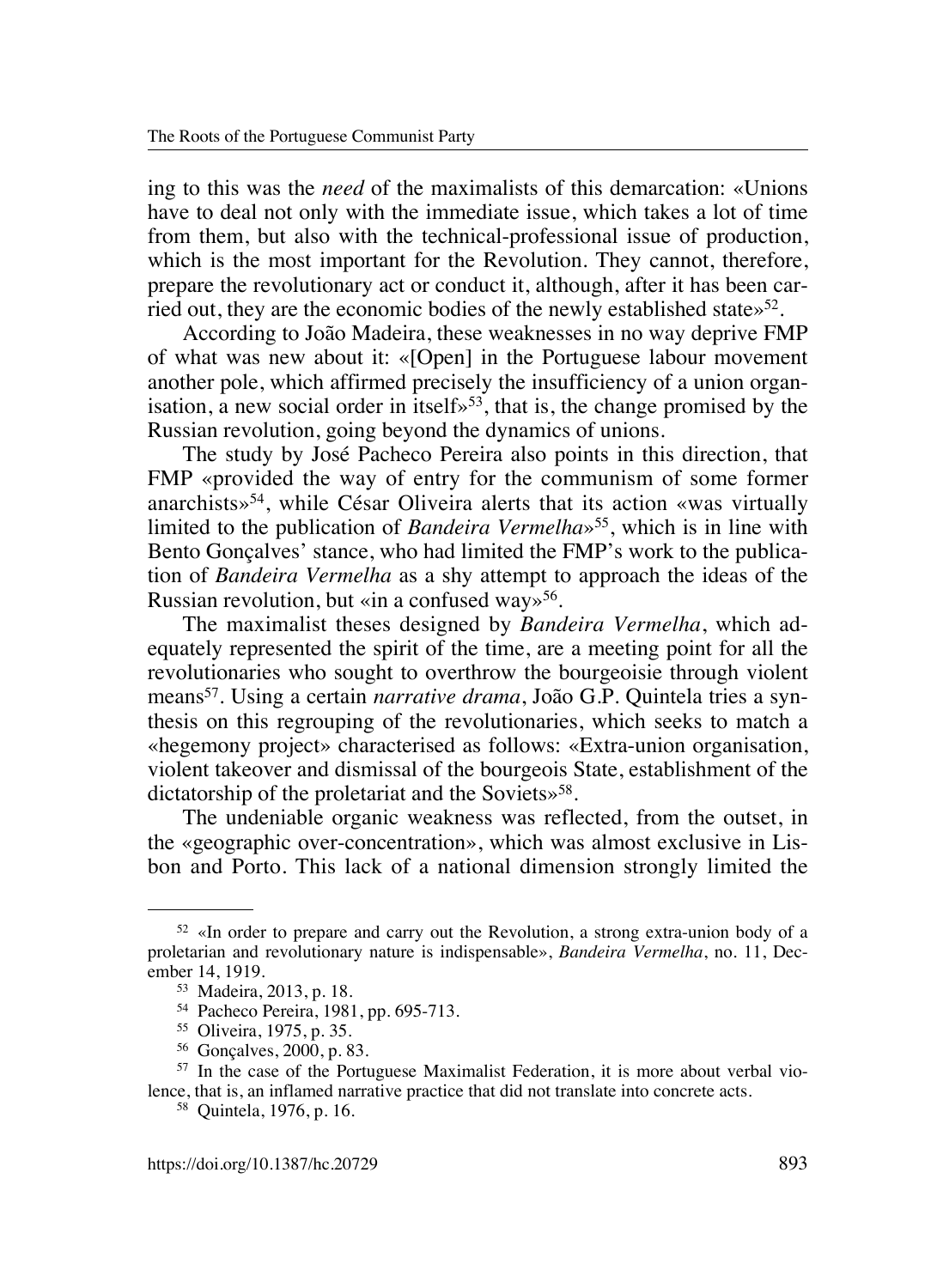ing to this was the *need* of the maximalists of this demarcation: «Unions have to deal not only with the immediate issue, which takes a lot of time from them, but also with the technical-professional issue of production, which is the most important for the Revolution. They cannot, therefore, prepare the revolutionary act or conduct it, although, after it has been carried out, they are the economic bodies of the newly established state»[52].

According to João Madeira, these weaknesses in no way deprive FMP of what was new about it: «[Open] in the Portuguese labour movement another pole, which affirmed precisely the insufficiency of a union organisation, a new social order in itself»[53], that is, the change promised by the Russian revolution, going beyond the dynamics of unions.

The study by José Pacheco Pereira also points in this direction, that FMP «provided the way of entry for the communism of some former anarchists»[54], while César Oliveira alerts that its action «was virtually limited to the publication of *Bandeira Vermelha*»[55], which is in line with Bento Gonçalves' stance, who had limited the FMP's work to the publication of *Bandeira Vermelha* as a shy attempt to approach the ideas of the Russian revolution, but «in a confused way»[56].

The maximalist theses designed by *Bandeira Vermelha*, which adequately represented the spirit of the time, are a meeting point for all the revolutionaries who sought to overthrow the bourgeoisie through violent means[57]. Using a certain *narrative drama*, João G.P. Quintela tries a synthesis on this regrouping of the revolutionaries, which seeks to match a «hegemony project» characterised as follows: «Extra-union organisation, violent takeover and dismissal of the bourgeois State, establishment of the dictatorship of the proletariat and the Soviets»[58].

The undeniable organic weakness was reflected, from the outset, in the «geographic over-concentration», which was almost exclusive in Lisbon and Porto. This lack of a national dimension strongly limited the

---

[52] «In order to prepare and carry out the Revolution, a strong extra-union body of a proletarian and revolutionary nature is indispensable», *Bandeira Vermelha*, no. 11, December 14, 1919.

[53] Madeira, 2013, p. 18.

[54] Pacheco Pereira, 1981, pp. 695-713.

[55] Oliveira, 1975, p. 35.

[56] Gonçalves, 2000, p. 83.

[57] In the case of the Portuguese Maximalist Federation, it is more about verbal violence, that is, an inflamed narrative practice that did not translate into concrete acts.

[58] Quintela, 1976, p. 16.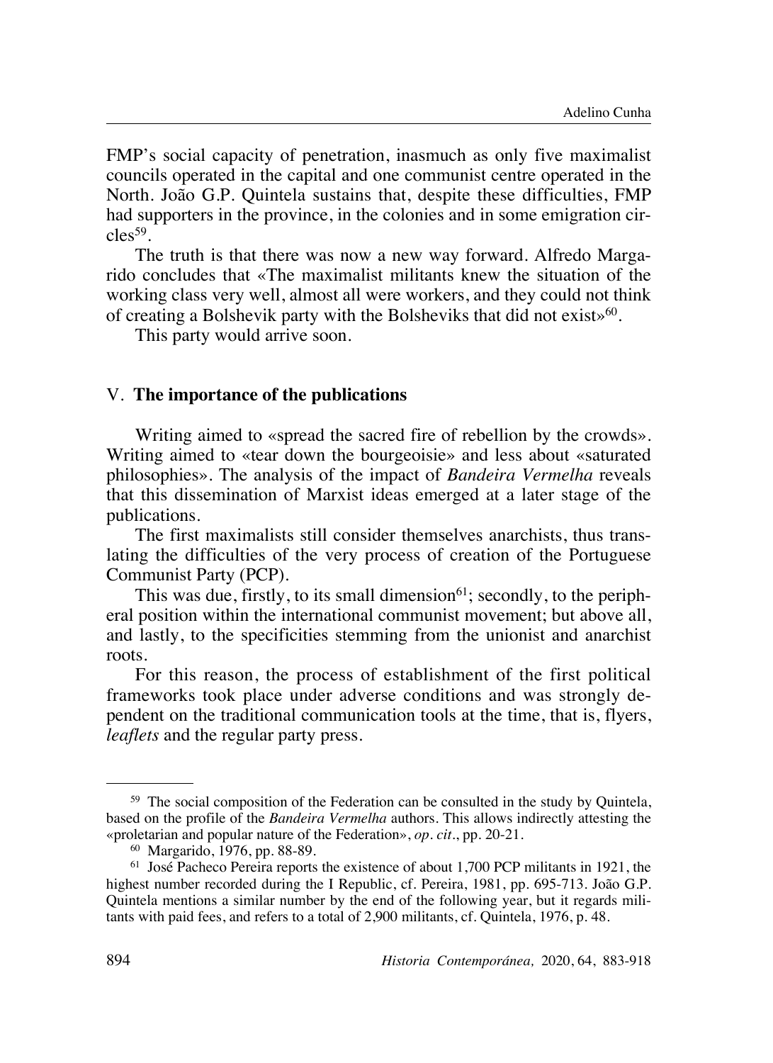FMP's social capacity of penetration, inasmuch as only five maximalist councils operated in the capital and one communist centre operated in the North. João G.P. Quintela sustains that, despite these difficulties, FMP had supporters in the province, in the colonies and in some emigration circles[59].

The truth is that there was now a new way forward. Alfredo Margarido concludes that «The maximalist militants knew the situation of the working class very well, almost all were workers, and they could not think of creating a Bolshevik party with the Bolsheviks that did not exist»[60].

This party would arrive soon.

## V. The importance of the publications

Writing aimed to «spread the sacred fire of rebellion by the crowds». Writing aimed to «tear down the bourgeoisie» and less about «saturated philosophies». The analysis of the impact of *Bandeira Vermelha* reveals that this dissemination of Marxist ideas emerged at a later stage of the publications.

The first maximalists still consider themselves anarchists, thus translating the difficulties of the very process of creation of the Portuguese Communist Party (PCP).

This was due, firstly, to its small dimension[61]; secondly, to the peripheral position within the international communist movement; but above all, and lastly, to the specificities stemming from the unionist and anarchist roots.

For this reason, the process of establishment of the first political frameworks took place under adverse conditions and was strongly dependent on the traditional communication tools at the time, that is, flyers, *leaflets* and the regular party press.

---

[59] The social composition of the Federation can be consulted in the study by Quintela, based on the profile of the *Bandeira Vermelha* authors. This allows indirectly attesting the «proletarian and popular nature of the Federation», *op. cit*., pp. 20-21.

[60] Margarido, 1976, pp. 88-89.

[61] José Pacheco Pereira reports the existence of about 1,700 PCP militants in 1921, the highest number recorded during the I Republic, cf. Pereira, 1981, pp. 695-713. João G.P. Quintela mentions a similar number by the end of the following year, but it regards militants with paid fees, and refers to a total of 2,900 militants, cf. Quintela, 1976, p. 48.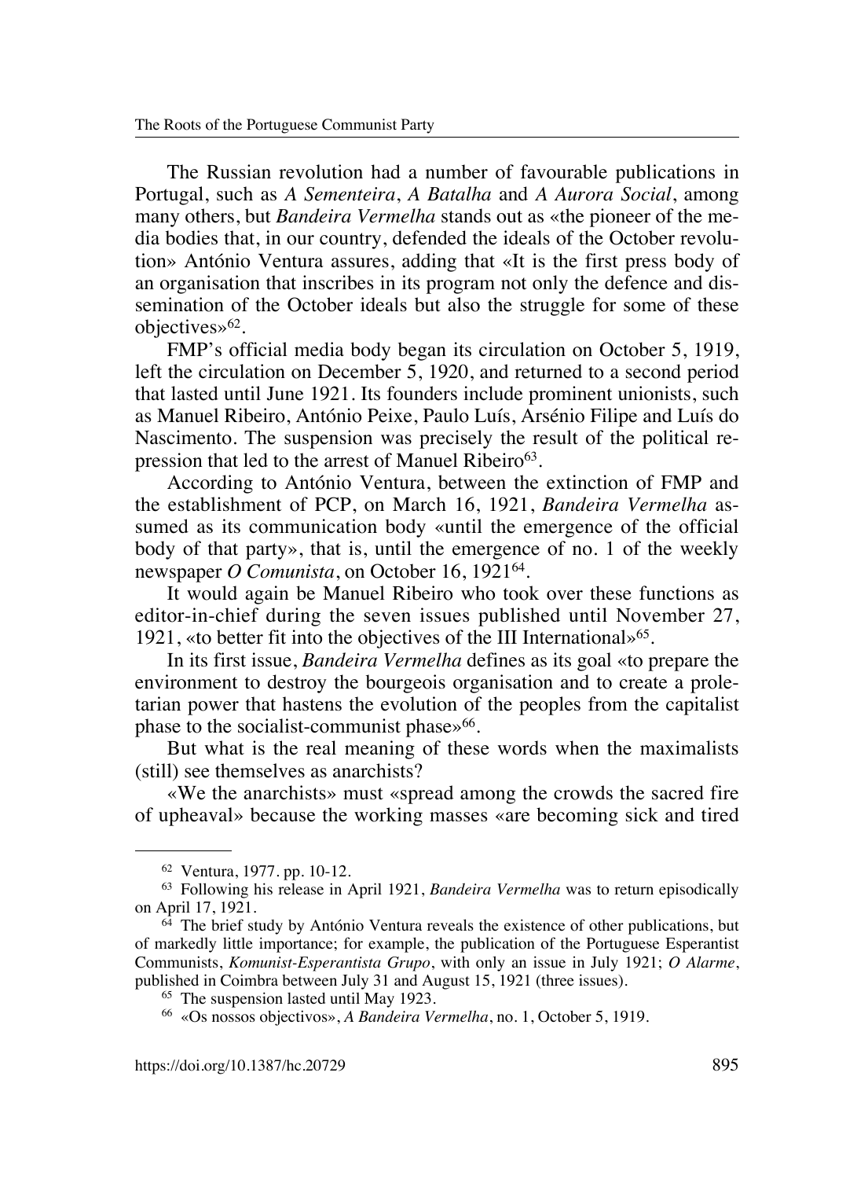The Russian revolution had a number of favourable publications in Portugal, such as *A Sementeira*, *A Batalha* and *A Aurora Social*, among many others, but *Bandeira Vermelha* stands out as «the pioneer of the media bodies that, in our country, defended the ideals of the October revolution» António Ventura assures, adding that «It is the first press body of an organisation that inscribes in its program not only the defence and dissemination of the October ideals but also the struggle for some of these objectives»[62].

FMP's official media body began its circulation on October 5, 1919, left the circulation on December 5, 1920, and returned to a second period that lasted until June 1921. Its founders include prominent unionists, such as Manuel Ribeiro, António Peixe, Paulo Luís, Arsénio Filipe and Luís do Nascimento. The suspension was precisely the result of the political repression that led to the arrest of Manuel Ribeiro[63].

According to António Ventura, between the extinction of FMP and the establishment of PCP, on March 16, 1921, *Bandeira Vermelha* assumed as its communication body «until the emergence of the official body of that party», that is, until the emergence of no. 1 of the weekly newspaper *O Comunista*, on October 16, 1921[64].

It would again be Manuel Ribeiro who took over these functions as editor-in-chief during the seven issues published until November 27, 1921, «to better fit into the objectives of the III International»[65].

In its first issue, *Bandeira Vermelha* defines as its goal «to prepare the environment to destroy the bourgeois organisation and to create a proletarian power that hastens the evolution of the peoples from the capitalist phase to the socialist-communist phase»[66].

But what is the real meaning of these words when the maximalists (still) see themselves as anarchists?

«We the anarchists» must «spread among the crowds the sacred fire of upheaval» because the working masses «are becoming sick and tired

---

[62] Ventura, 1977. pp. 10-12.

[63] Following his release in April 1921, *Bandeira Vermelha* was to return episodically on April 17, 1921.

[64] The brief study by António Ventura reveals the existence of other publications, but of markedly little importance; for example, the publication of the Portuguese Esperantist Communists, *Komunist-Esperantista Grupo*, with only an issue in July 1921; *O Alarme*, published in Coimbra between July 31 and August 15, 1921 (three issues).

[65] The suspension lasted until May 1923.

[66] «Os nossos objectivos», *A Bandeira Vermelha*, no. 1, October 5, 1919.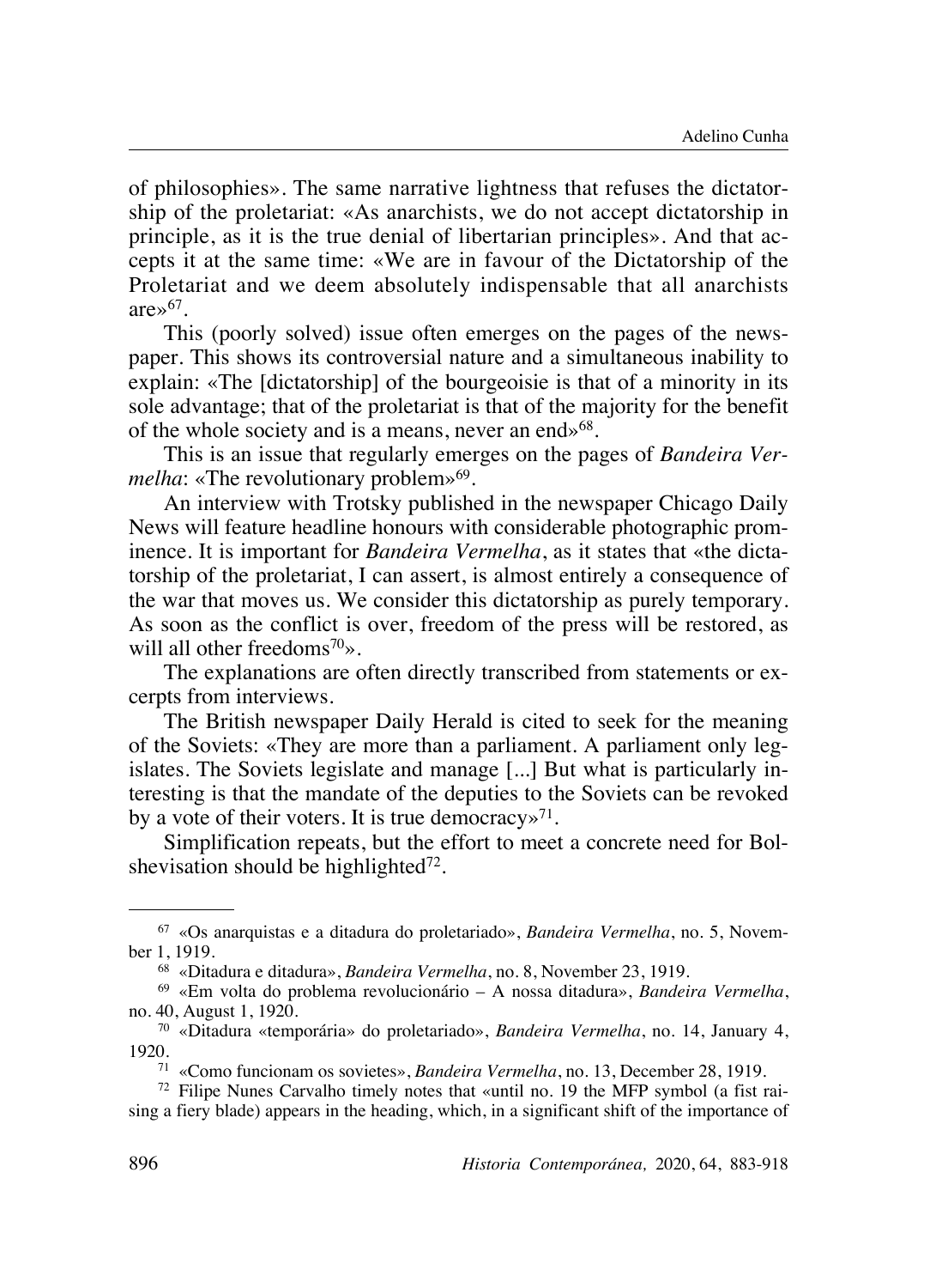of philosophies». The same narrative lightness that refuses the dictatorship of the proletariat: «As anarchists, we do not accept dictatorship in principle, as it is the true denial of libertarian principles». And that accepts it at the same time: «We are in favour of the Dictatorship of the Proletariat and we deem absolutely indispensable that all anarchists are»[67].

This (poorly solved) issue often emerges on the pages of the newspaper. This shows its controversial nature and a simultaneous inability to explain: «The [dictatorship] of the bourgeoisie is that of a minority in its sole advantage; that of the proletariat is that of the majority for the benefit of the whole society and is a means, never an end»[68].

This is an issue that regularly emerges on the pages of *Bandeira Vermelha*: «The revolutionary problem»[69].

An interview with Trotsky published in the newspaper Chicago Daily News will feature headline honours with considerable photographic prominence. It is important for *Bandeira Vermelha*, as it states that «the dictatorship of the proletariat, I can assert, is almost entirely a consequence of the war that moves us. We consider this dictatorship as purely temporary. As soon as the conflict is over, freedom of the press will be restored, as will all other freedoms[70]».

The explanations are often directly transcribed from statements or excerpts from interviews.

The British newspaper Daily Herald is cited to seek for the meaning of the Soviets: «They are more than a parliament. A parliament only legislates. The Soviets legislate and manage [...] But what is particularly interesting is that the mandate of the deputies to the Soviets can be revoked by a vote of their voters. It is true democracy»[71].

Simplification repeats, but the effort to meet a concrete need for Bolshevisation should be highlighted[72].

---

[67] «Os anarquistas e a ditadura do proletariado», *Bandeira Vermelha*, no. 5, November 1, 1919.

[68] «Ditadura e ditadura», *Bandeira Vermelha*, no. 8, November 23, 1919.

[69] «Em volta do problema revolucionário – A nossa ditadura», *Bandeira Vermelha*, no. 40, August 1, 1920.

[70] «Ditadura «temporária» do proletariado», *Bandeira Vermelha*, no. 14, January 4, 1920.

[71] «Como funcionam os sovietes», *Bandeira Vermelha*, no. 13, December 28, 1919.

[72] Filipe Nunes Carvalho timely notes that «until no. 19 the MFP symbol (a fist raising a fiery blade) appears in the heading, which, in a significant shift of the importance of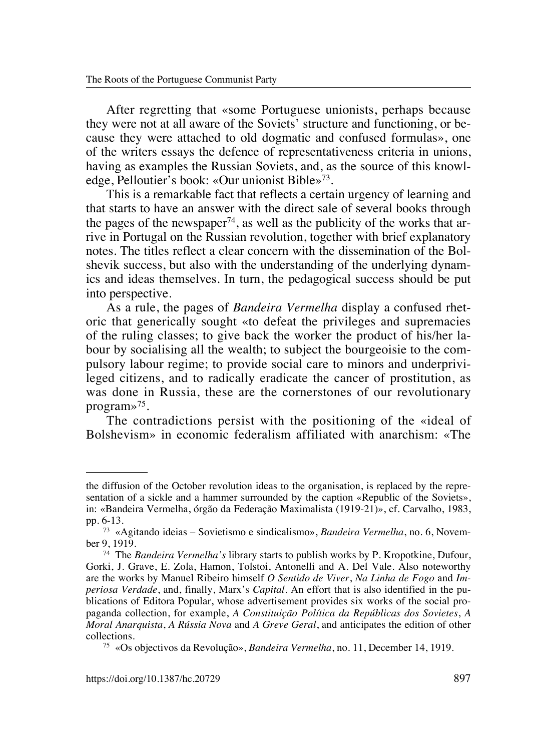After regretting that «some Portuguese unionists, perhaps because they were not at all aware of the Soviets' structure and functioning, or because they were attached to old dogmatic and confused formulas», one of the writers essays the defence of representativeness criteria in unions, having as examples the Russian Soviets, and, as the source of this knowledge, Pelloutier's book: «Our unionist Bible»[73].

This is a remarkable fact that reflects a certain urgency of learning and that starts to have an answer with the direct sale of several books through the pages of the newspaper[74], as well as the publicity of the works that arrive in Portugal on the Russian revolution, together with brief explanatory notes. The titles reflect a clear concern with the dissemination of the Bolshevik success, but also with the understanding of the underlying dynamics and ideas themselves. In turn, the pedagogical success should be put into perspective.

As a rule, the pages of *Bandeira Vermelha* display a confused rhetoric that generically sought «to defeat the privileges and supremacies of the ruling classes; to give back the worker the product of his/her labour by socialising all the wealth; to subject the bourgeoisie to the compulsory labour regime; to provide social care to minors and underprivileged citizens, and to radically eradicate the cancer of prostitution, as was done in Russia, these are the cornerstones of our revolutionary program»[75].

The contradictions persist with the positioning of the «ideal of Bolshevism» in economic federalism affiliated with anarchism: «The

---

the diffusion of the October revolution ideas to the organisation, is replaced by the representation of a sickle and a hammer surrounded by the caption «Republic of the Soviets», in: «Bandeira Vermelha, órgão da Federação Maximalista (1919-21)», cf. Carvalho, 1983, pp. 6-13.

[73] «Agitando ideias – Sovietismo e sindicalismo», *Bandeira Vermelha*, no. 6, November 9, 1919.

[74] The *Bandeira Vermelha's* library starts to publish works by P. Kropotkine, Dufour, Gorki, J. Grave, E. Zola, Hamon, Tolstoi, Antonelli and A. Del Vale. Also noteworthy are the works by Manuel Ribeiro himself ***O** Sentido de Viver*, *Na Linha de Fogo* and *Imperiosa Verdade*, and, finally, Marx's *Capital*. An effort that is also identified in the publications of Editora Popular, whose advertisement provides six works of the social propaganda collection, for example, *A Constituição Política da Repúblicas dos Sovietes*, *A Moral Anarquista*, *A Rússia Nova* and *A Greve Geral*, and anticipates the edition of other collections.

[75] «Os objectivos da Revolução», *Bandeira Vermelha*, no. 11, December 14, 1919.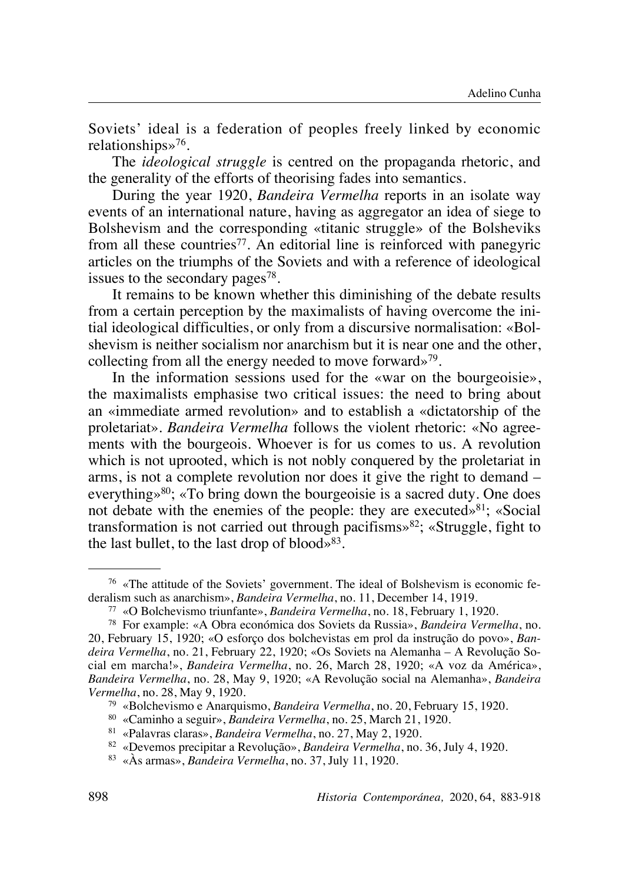Soviets' ideal is a federation of peoples freely linked by economic relationships»[76].

The *ideological struggle* is centred on the propaganda rhetoric, and the generality of the efforts of theorising fades into semantics.

During the year 1920, *Bandeira Vermelha* reports in an isolate way events of an international nature, having as aggregator an idea of siege to Bolshevism and the corresponding «titanic struggle» of the Bolsheviks from all these countries[77]. An editorial line is reinforced with panegyric articles on the triumphs of the Soviets and with a reference of ideological issues to the secondary pages[78].

It remains to be known whether this diminishing of the debate results from a certain perception by the maximalists of having overcome the initial ideological difficulties, or only from a discursive normalisation: «Bolshevism is neither socialism nor anarchism but it is near one and the other, collecting from all the energy needed to move forward»[79].

In the information sessions used for the «war on the bourgeoisie», the maximalists emphasise two critical issues: the need to bring about an «immediate armed revolution» and to establish a «dictatorship of the proletariat». *Bandeira Vermelha* follows the violent rhetoric: «No agreements with the bourgeois. Whoever is for us comes to us. A revolution which is not uprooted, which is not nobly conquered by the proletariat in arms, is not a complete revolution nor does it give the right to demand – everything»[80]; «To bring down the bourgeoisie is a sacred duty. One does not debate with the enemies of the people: they are executed»[81]; «Social transformation is not carried out through pacifisms»[82]; «Struggle, fight to the last bullet, to the last drop of blood»[83].

---

[76] «The attitude of the Soviets' government. The ideal of Bolshevism is economic federalism such as anarchism», *Bandeira Vermelha*, no. 11, December 14, 1919.

[77] «O Bolchevismo triunfante», *Bandeira Vermelha*, no. 18, February 1, 1920.

[78] For example: «A Obra económica dos Soviets da Russia», *Bandeira Vermelha*, no. 20, February 15, 1920; «O esforço dos bolchevistas em prol da instrução do povo», *Bandeira Vermelha*, no. 21, February 22, 1920; «Os Soviets na Alemanha – A Revolução Social em marcha!», *Bandeira Vermelha*, no. 26, March 28, 1920; «A voz da América», *Bandeira Vermelha*, no. 28, May 9, 1920; «A Revolução social na Alemanha», *Bandeira Vermelha*, no. 28, May 9, 1920.

[79] «Bolchevismo e Anarquismo, *Bandeira Vermelha*, no. 20, February 15, 1920.

[80] «Caminho a seguir», *Bandeira Vermelha*, no. 25, March 21, 1920.

[81] «Palavras claras», *Bandeira Vermelha*, no. 27, May 2, 1920.

[82] «Devemos precipitar a Revolução», *Bandeira Vermelha*, no. 36, July 4, 1920.

[83] «Às armas», *Bandeira Vermelha*, no. 37, July 11, 1920.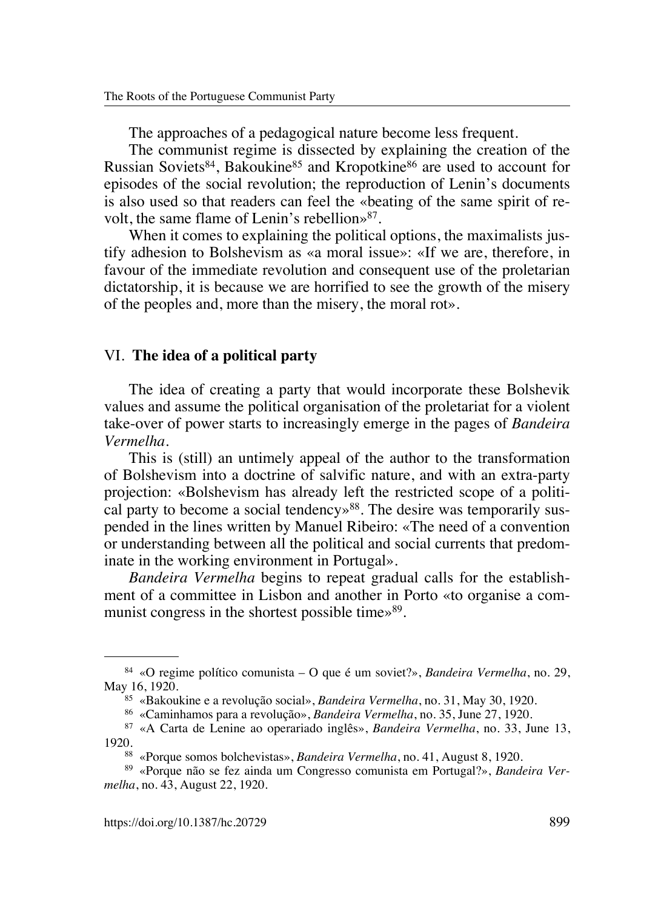The approaches of a pedagogical nature become less frequent.

The communist regime is dissected by explaining the creation of the Russian Soviets[84], Bakoukine[85] and Kropotkine[86] are used to account for episodes of the social revolution; the reproduction of Lenin's documents is also used so that readers can feel the «beating of the same spirit of revolt, the same flame of Lenin's rebellion»[87].

When it comes to explaining the political options, the maximalists justify adhesion to Bolshevism as «a moral issue»: «If we are, therefore, in favour of the immediate revolution and consequent use of the proletarian dictatorship, it is because we are horrified to see the growth of the misery of the peoples and, more than the misery, the moral rot».

## VI. **The idea of a political party**

The idea of creating a party that would incorporate these Bolshevik values and assume the political organisation of the proletariat for a violent take-over of power starts to increasingly emerge in the pages of *Bandeira Vermelha*.

This is (still) an untimely appeal of the author to the transformation of Bolshevism into a doctrine of salvific nature, and with an extra-party projection: «Bolshevism has already left the restricted scope of a political party to become a social tendency»[88]. The desire was temporarily suspended in the lines written by Manuel Ribeiro: «The need of a convention or understanding between all the political and social currents that predominate in the working environment in Portugal».

*Bandeira Vermelha* begins to repeat gradual calls for the establishment of a committee in Lisbon and another in Porto «to organise a communist congress in the shortest possible time»[89].

---

[84] «O regime político comunista – O que é um soviet?», *Bandeira Vermelha*, no. 29, May 16, 1920.

[85] «Bakoukine e a revolução social», *Bandeira Vermelha*, no. 31, May 30, 1920.

[86] «Caminhamos para a revolução», *Bandeira Vermelha*, no. 35, June 27, 1920.

[87] «A Carta de Lenine ao operariado inglês», *Bandeira Vermelha*, no. 33, June 13, 1920.

[88] «Porque somos bolchevistas», *Bandeira Vermelha*, no. 41, August 8, 1920.

[89] «Porque não se fez ainda um Congresso comunista em Portugal?», *Bandeira Vermelha*, no. 43, August 22, 1920.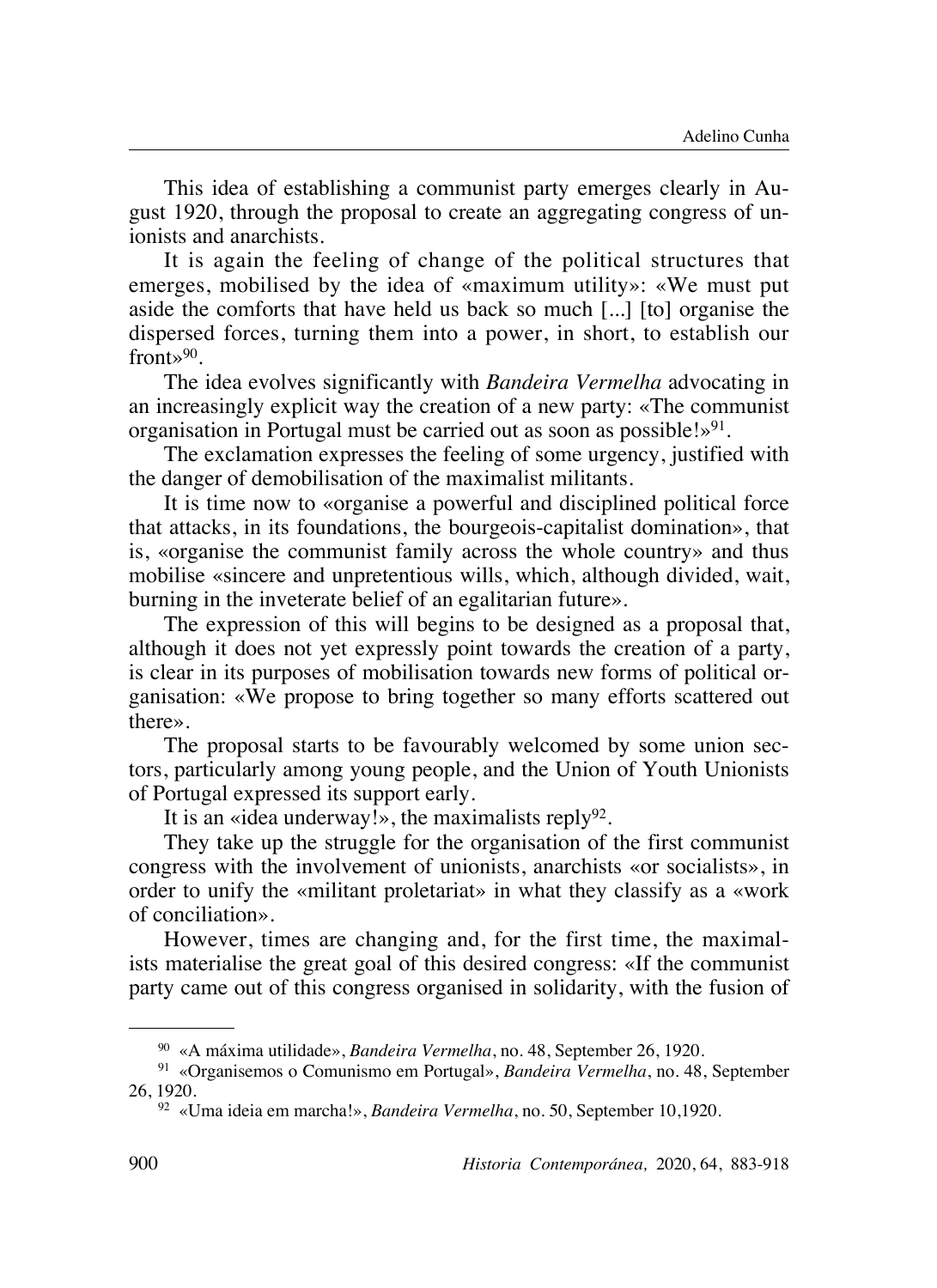This idea of establishing a communist party emerges clearly in August 1920, through the proposal to create an aggregating congress of unionists and anarchists.

It is again the feeling of change of the political structures that emerges, mobilised by the idea of «maximum utility»: «We must put aside the comforts that have held us back so much [...] [to] organise the dispersed forces, turning them into a power, in short, to establish our front»[90].

The idea evolves significantly with *Bandeira Vermelha* advocating in an increasingly explicit way the creation of a new party: «The communist organisation in Portugal must be carried out as soon as possible!»[91].

The exclamation expresses the feeling of some urgency, justified with the danger of demobilisation of the maximalist militants.

It is time now to «organise a powerful and disciplined political force that attacks, in its foundations, the bourgeois-capitalist domination», that is, «organise the communist family across the whole country» and thus mobilise «sincere and unpretentious wills, which, although divided, wait, burning in the inveterate belief of an egalitarian future».

The expression of this will begins to be designed as a proposal that, although it does not yet expressly point towards the creation of a party, is clear in its purposes of mobilisation towards new forms of political organisation: «We propose to bring together so many efforts scattered out there».

The proposal starts to be favourably welcomed by some union sectors, particularly among young people, and the Union of Youth Unionists of Portugal expressed its support early.

It is an «idea underway!», the maximalists reply[92].

They take up the struggle for the organisation of the first communist congress with the involvement of unionists, anarchists «or socialists», in order to unify the «militant proletariat» in what they classify as a «work of conciliation».

However, times are changing and, for the first time, the maximalists materialise the great goal of this desired congress: «If the communist party came out of this congress organised in solidarity, with the fusion of

---

[90] «A máxima utilidade», *Bandeira Vermelha*, no. 48, September 26, 1920.

[91] «Organisemos o Comunismo em Portugal», *Bandeira Vermelha*, no. 48, September 26, 1920.

[92] «Uma ideia em marcha!», *Bandeira Vermelha*, no. 50, September 10,1920.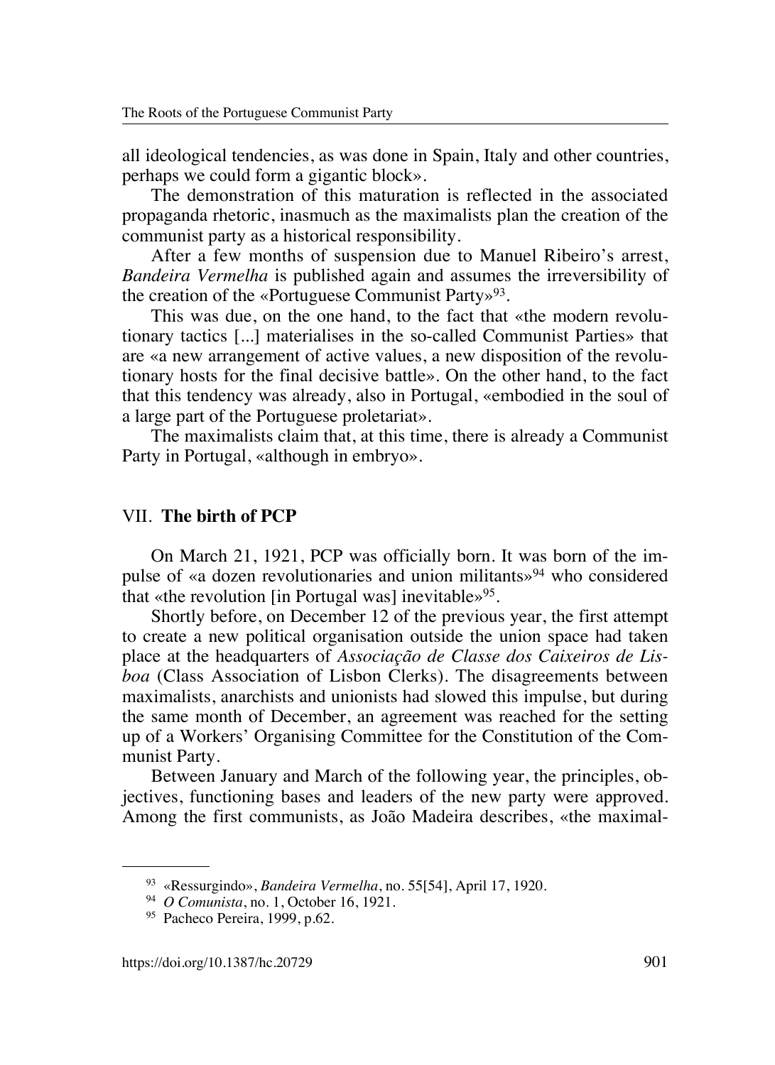all ideological tendencies, as was done in Spain, Italy and other countries, perhaps we could form a gigantic block».

The demonstration of this maturation is reflected in the associated propaganda rhetoric, inasmuch as the maximalists plan the creation of the communist party as a historical responsibility.

After a few months of suspension due to Manuel Ribeiro's arrest, *Bandeira Vermelha* is published again and assumes the irreversibility of the creation of the «Portuguese Communist Party»[93].

This was due, on the one hand, to the fact that «the modern revolutionary tactics [...] materialises in the so-called Communist Parties» that are «a new arrangement of active values, a new disposition of the revolutionary hosts for the final decisive battle». On the other hand, to the fact that this tendency was already, also in Portugal, «embodied in the soul of a large part of the Portuguese proletariat».

The maximalists claim that, at this time, there is already a Communist Party in Portugal, «although in embryo».

## VII. **The birth of PCP**

On March 21, 1921, PCP was officially born. It was born of the impulse of «a dozen revolutionaries and union militants»[94] who considered that «the revolution [in Portugal was] inevitable»[95].

Shortly before, on December 12 of the previous year, the first attempt to create a new political organisation outside the union space had taken place at the headquarters of *Associação de Classe dos Caixeiros de Lisboa* (Class Association of Lisbon Clerks). The disagreements between maximalists, anarchists and unionists had slowed this impulse, but during the same month of December, an agreement was reached for the setting up of a Workers' Organising Committee for the Constitution of the Communist Party.

Between January and March of the following year, the principles, objectives, functioning bases and leaders of the new party were approved. Among the first communists, as João Madeira describes, «the maximal-

---

[93] «Ressurgindo», *Bandeira Vermelha*, no. 55[54], April 17, 1920.

[94] *O Comunista*, no. 1, October 16, 1921.

[95] Pacheco Pereira, 1999, p.62.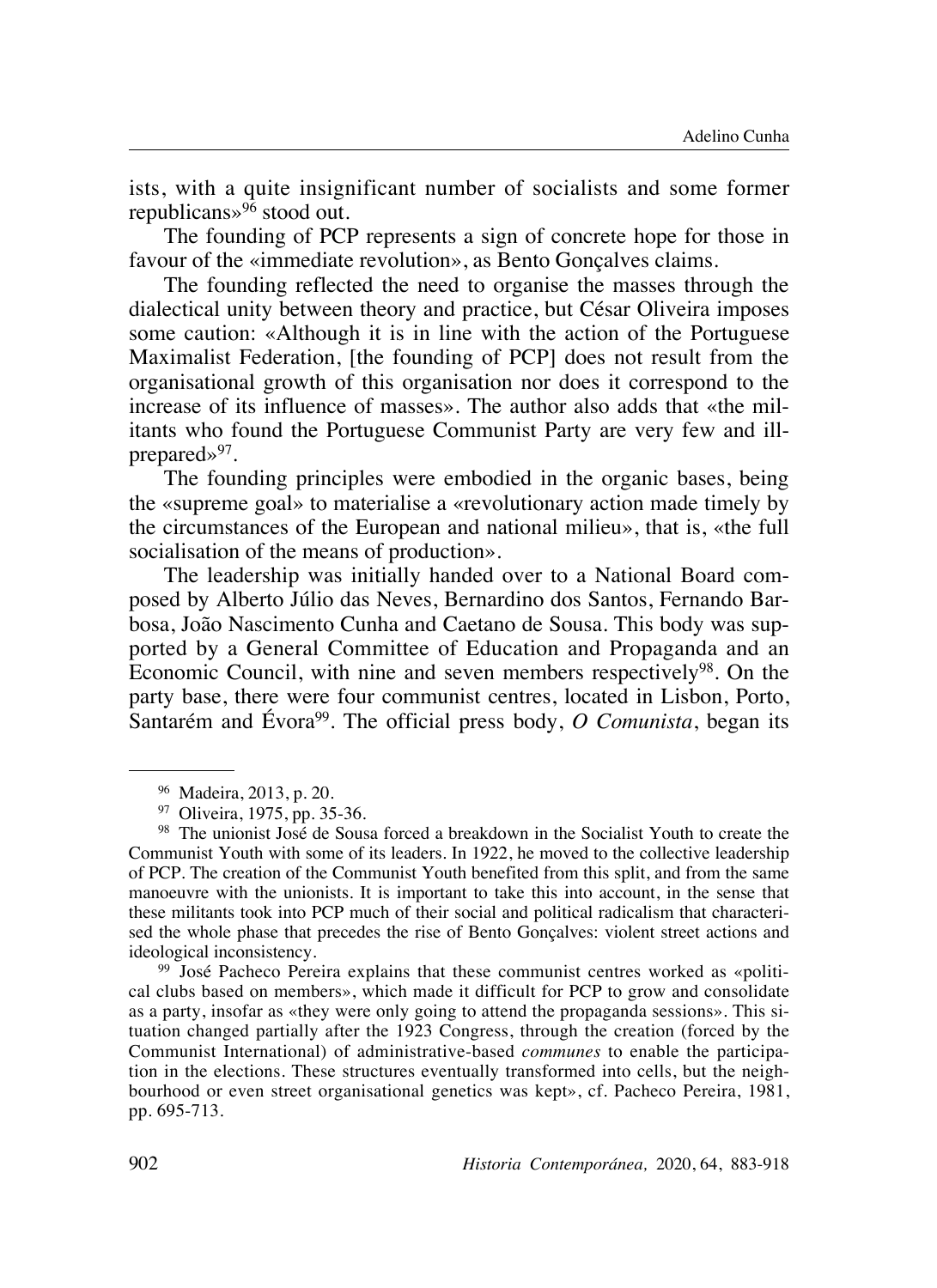ists, with a quite insignificant number of socialists and some former republicans»[96] stood out.

The founding of PCP represents a sign of concrete hope for those in favour of the «immediate revolution», as Bento Gonçalves claims.

The founding reflected the need to organise the masses through the dialectical unity between theory and practice, but César Oliveira imposes some caution: «Although it is in line with the action of the Portuguese Maximalist Federation, [the founding of PCP] does not result from the organisational growth of this organisation nor does it correspond to the increase of its influence of masses». The author also adds that «the militants who found the Portuguese Communist Party are very few and ill-prepared»[97].

The founding principles were embodied in the organic bases, being the «supreme goal» to materialise a «revolutionary action made timely by the circumstances of the European and national milieu», that is, «the full socialisation of the means of production».

The leadership was initially handed over to a National Board composed by Alberto Júlio das Neves, Bernardino dos Santos, Fernando Barbosa, João Nascimento Cunha and Caetano de Sousa. This body was supported by a General Committee of Education and Propaganda and an Economic Council, with nine and seven members respectively[98]. On the party base, there were four communist centres, located in Lisbon, Porto, Santarém and Évora[99]. The official press body, *O Comunista*, began its

---

[96] Madeira, 2013, p. 20.

[97] Oliveira, 1975, pp. 35-36.

[98] The unionist José de Sousa forced a breakdown in the Socialist Youth to create the Communist Youth with some of its leaders. In 1922, he moved to the collective leadership of PCP. The creation of the Communist Youth benefited from this split, and from the same manoeuvre with the unionists. It is important to take this into account, in the sense that these militants took into PCP much of their social and political radicalism that characterised the whole phase that precedes the rise of Bento Gonçalves: violent street actions and ideological inconsistency.

[99] José Pacheco Pereira explains that these communist centres worked as «political clubs based on members», which made it difficult for PCP to grow and consolidate as a party, insofar as «they were only going to attend the propaganda sessions». This situation changed partially after the 1923 Congress, through the creation (forced by the Communist International) of administrative-based *communes* to enable the participation in the elections. These structures eventually transformed into cells, but the neighbourhood or even street organisational genetics was kept», cf. Pacheco Pereira, 1981, pp. 695-713.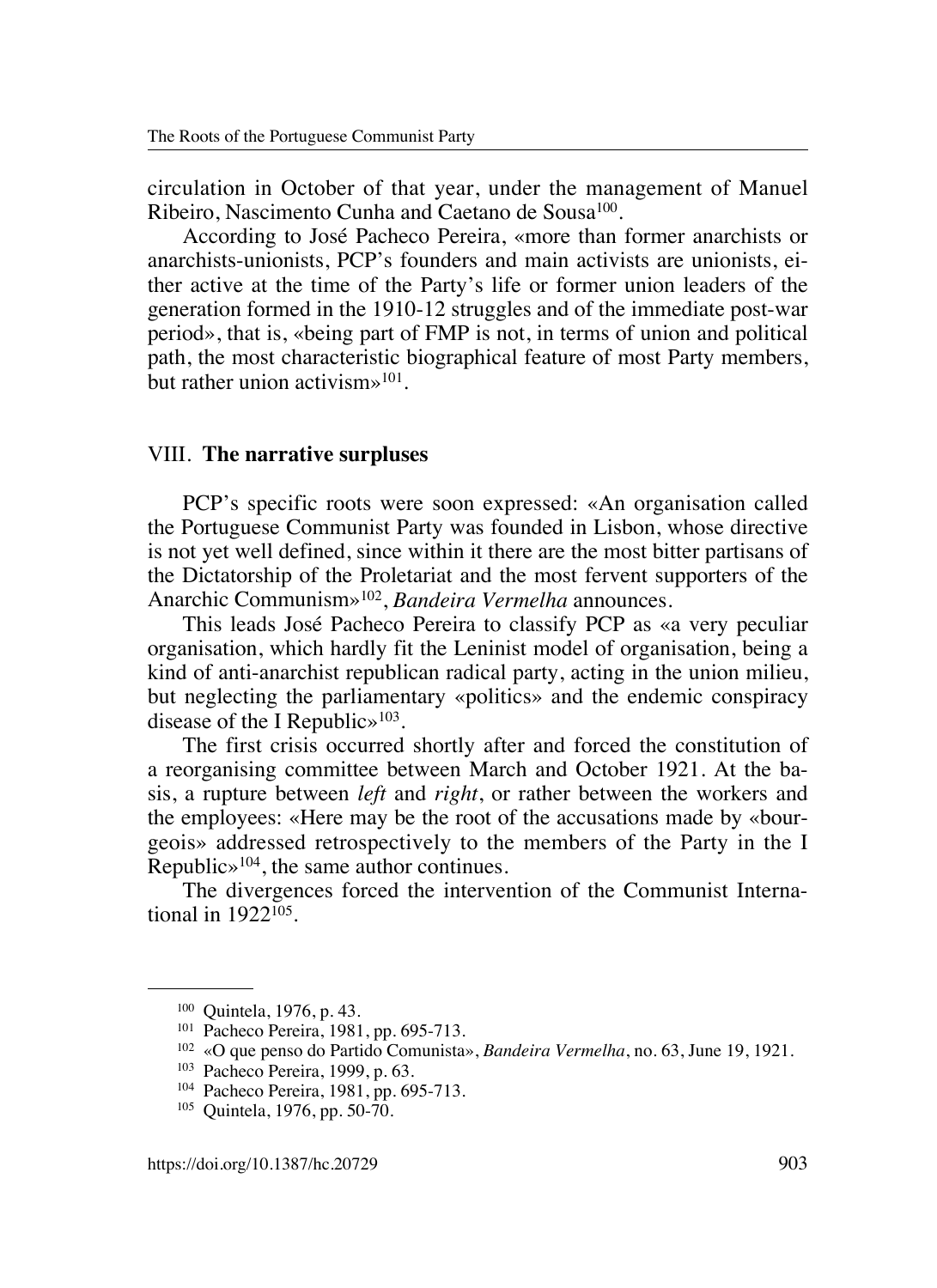circulation in October of that year, under the management of Manuel Ribeiro, Nascimento Cunha and Caetano de Sousa[100].

According to José Pacheco Pereira, «more than former anarchists or anarchists-unionists, PCP's founders and main activists are unionists, either active at the time of the Party's life or former union leaders of the generation formed in the 1910-12 struggles and of the immediate post-war period», that is, «being part of FMP is not, in terms of union and political path, the most characteristic biographical feature of most Party members, but rather union activism»[101].

## VIII. **The narrative surpluses**

PCP's specific roots were soon expressed: «An organisation called the Portuguese Communist Party was founded in Lisbon, whose directive is not yet well defined, since within it there are the most bitter partisans of the Dictatorship of the Proletariat and the most fervent supporters of the Anarchic Communism»[102], *Bandeira Vermelha* announces.

This leads José Pacheco Pereira to classify PCP as «a very peculiar organisation, which hardly fit the Leninist model of organisation, being a kind of anti-anarchist republican radical party, acting in the union milieu, but neglecting the parliamentary «politics» and the endemic conspiracy disease of the I Republic»[103].

The first crisis occurred shortly after and forced the constitution of a reorganising committee between March and October 1921. At the basis, a rupture between *left* and *right*, or rather between the workers and the employees: «Here may be the root of the accusations made by «bourgeois» addressed retrospectively to the members of the Party in the I Republic»[104], the same author continues.

The divergences forced the intervention of the Communist International in 1922[105].

---

[100] Quintela, 1976, p. 43.

[101] Pacheco Pereira, 1981, pp. 695-713.

[102] «O que penso do Partido Comunista», *Bandeira Vermelha*, no. 63, June 19, 1921.

[103] Pacheco Pereira, 1999, p. 63.

[104] Pacheco Pereira, 1981, pp. 695-713.

[105] Quintela, 1976, pp. 50-70.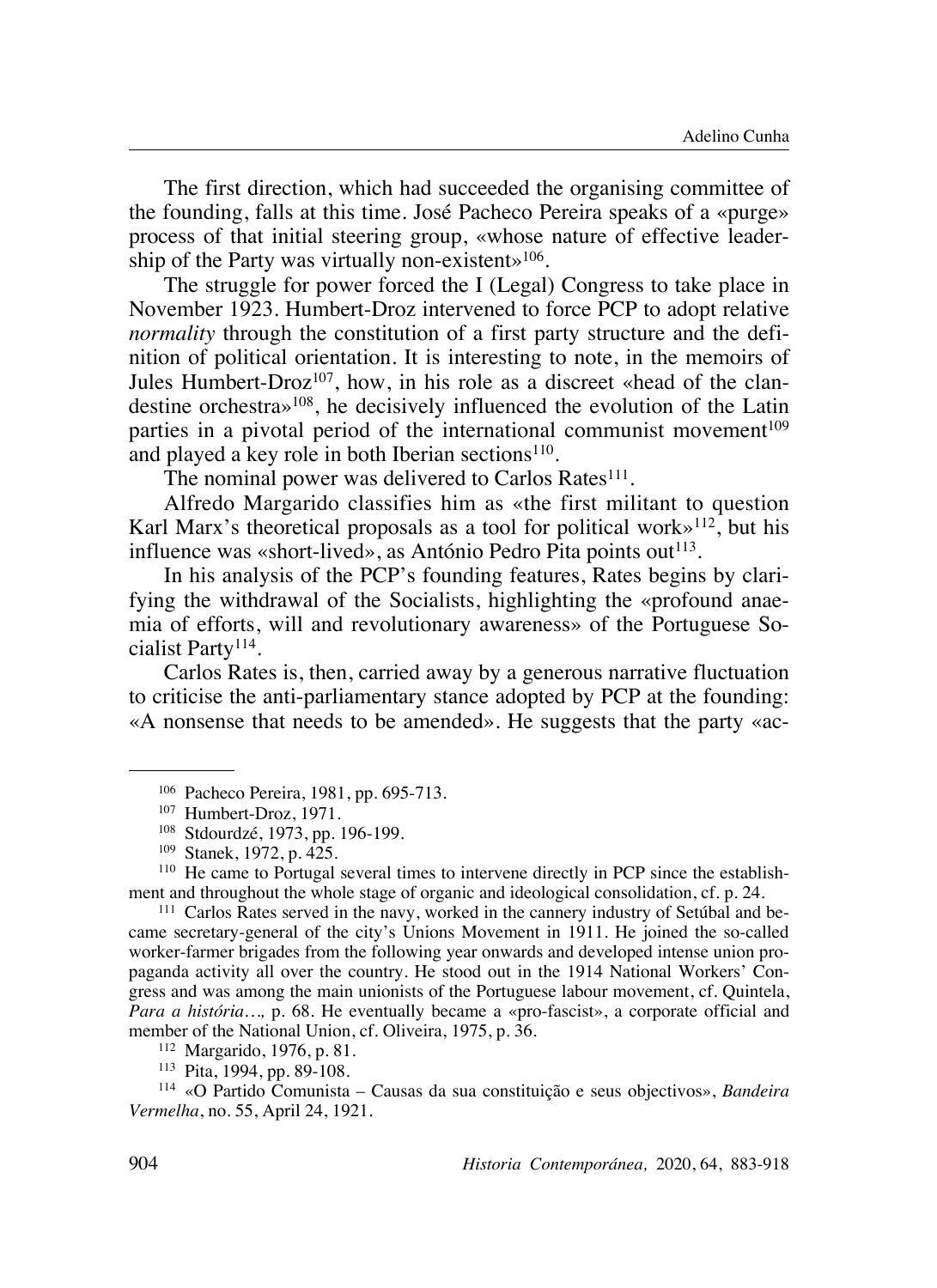The first direction, which had succeeded the organising committee of the founding, falls at this time. José Pacheco Pereira speaks of a «purge» process of that initial steering group, «whose nature of effective leadership of the Party was virtually non-existent»[106].

The struggle for power forced the I (Legal) Congress to take place in November 1923. Humbert-Droz intervened to force PCP to adopt relative *normality* through the constitution of a first party structure and the definition of political orientation. It is interesting to note, in the memoirs of Jules Humbert-Droz[107], how, in his role as a discreet «head of the clandestine orchestra»[108], he decisively influenced the evolution of the Latin parties in a pivotal period of the international communist movement[109] and played a key role in both Iberian sections[110].

The nominal power was delivered to Carlos Rates[111].

Alfredo Margarido classifies him as «the first militant to question Karl Marx's theoretical proposals as a tool for political work»[112], but his influence was «short-lived», as António Pedro Pita points out[113].

In his analysis of the PCP's founding features, Rates begins by clarifying the withdrawal of the Socialists, highlighting the «profound anaemia of efforts, will and revolutionary awareness» of the Portuguese Socialist Party[114].

Carlos Rates is, then, carried away by a generous narrative fluctuation to criticise the anti-parliamentary stance adopted by PCP at the founding: «A nonsense that needs to be amended». He suggests that the party «ac-

---

[106] Pacheco Pereira, 1981, pp. 695-713.

[107] Humbert-Droz, 1971.

[108] Stdourdzé, 1973, pp. 196-199.

[109] Stanek, 1972, p. 425.

[110] He came to Portugal several times to intervene directly in PCP since the establishment and throughout the whole stage of organic and ideological consolidation, cf. p. 24.

[111] Carlos Rates served in the navy, worked in the cannery industry of Setúbal and became secretary-general of the city's Unions Movement in 1911. He joined the so-called worker-farmer brigades from the following year onwards and developed intense union propaganda activity all over the country. He stood out in the 1914 National Workers' Congress and was among the main unionists of the Portuguese labour movement, cf. Quintela, *Para a história…*, p. 68. He eventually became a «pro-fascist», a corporate official and member of the National Union, cf. Oliveira, 1975, p. 36.

[112] Margarido, 1976, p. 81.

[113] Pita, 1994, pp. 89-108.

[114] «O Partido Comunista – Causas da sua constituição e seus objectivos», *Bandeira Vermelha*, no. 55, April 24, 1921.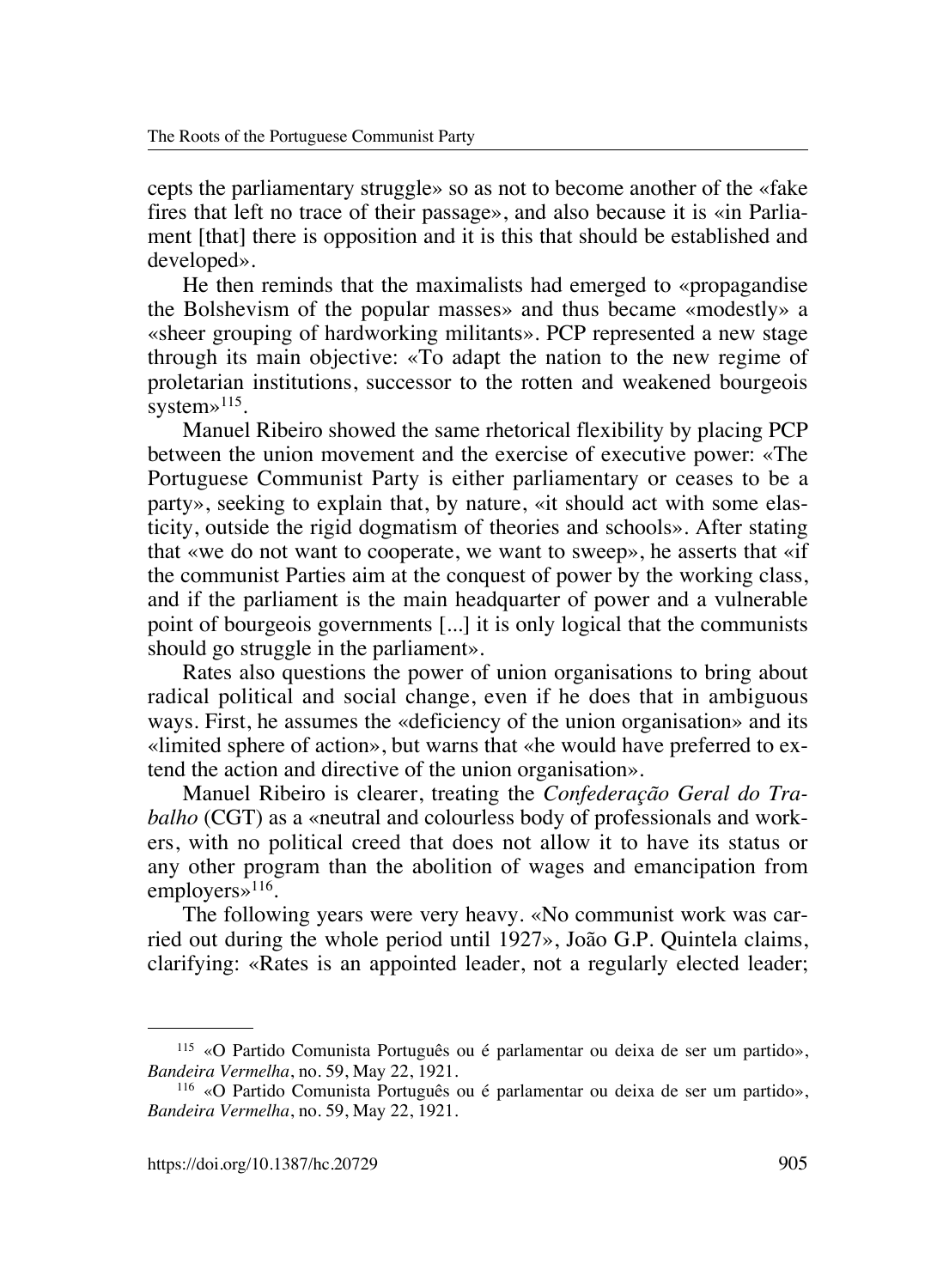cepts the parliamentary struggle» so as not to become another of the «fake fires that left no trace of their passage», and also because it is «in Parliament [that] there is opposition and it is this that should be established and developed».

He then reminds that the maximalists had emerged to «propagandise the Bolshevism of the popular masses» and thus became «modestly» a «sheer grouping of hardworking militants». PCP represented a new stage through its main objective: «To adapt the nation to the new regime of proletarian institutions, successor to the rotten and weakened bourgeois system»[115].

Manuel Ribeiro showed the same rhetorical flexibility by placing PCP between the union movement and the exercise of executive power: «The Portuguese Communist Party is either parliamentary or ceases to be a party», seeking to explain that, by nature, «it should act with some elasticity, outside the rigid dogmatism of theories and schools». After stating that «we do not want to cooperate, we want to sweep», he asserts that «if the communist Parties aim at the conquest of power by the working class, and if the parliament is the main headquarter of power and a vulnerable point of bourgeois governments [...] it is only logical that the communists should go struggle in the parliament».

Rates also questions the power of union organisations to bring about radical political and social change, even if he does that in ambiguous ways. First, he assumes the «deficiency of the union organisation» and its «limited sphere of action», but warns that «he would have preferred to extend the action and directive of the union organisation».

Manuel Ribeiro is clearer, treating the *Confederação Geral do Trabalho* (CGT) as a «neutral and colourless body of professionals and workers, with no political creed that does not allow it to have its status or any other program than the abolition of wages and emancipation from employers»[116].

The following years were very heavy. «No communist work was carried out during the whole period until 1927», João G.P. Quintela claims, clarifying: «Rates is an appointed leader, not a regularly elected leader;

---

[115] «O Partido Comunista Português ou é parlamentar ou deixa de ser um partido», *Bandeira Vermelha*, no. 59, May 22, 1921.

[116] «O Partido Comunista Português ou é parlamentar ou deixa de ser um partido», *Bandeira Vermelha*, no. 59, May 22, 1921.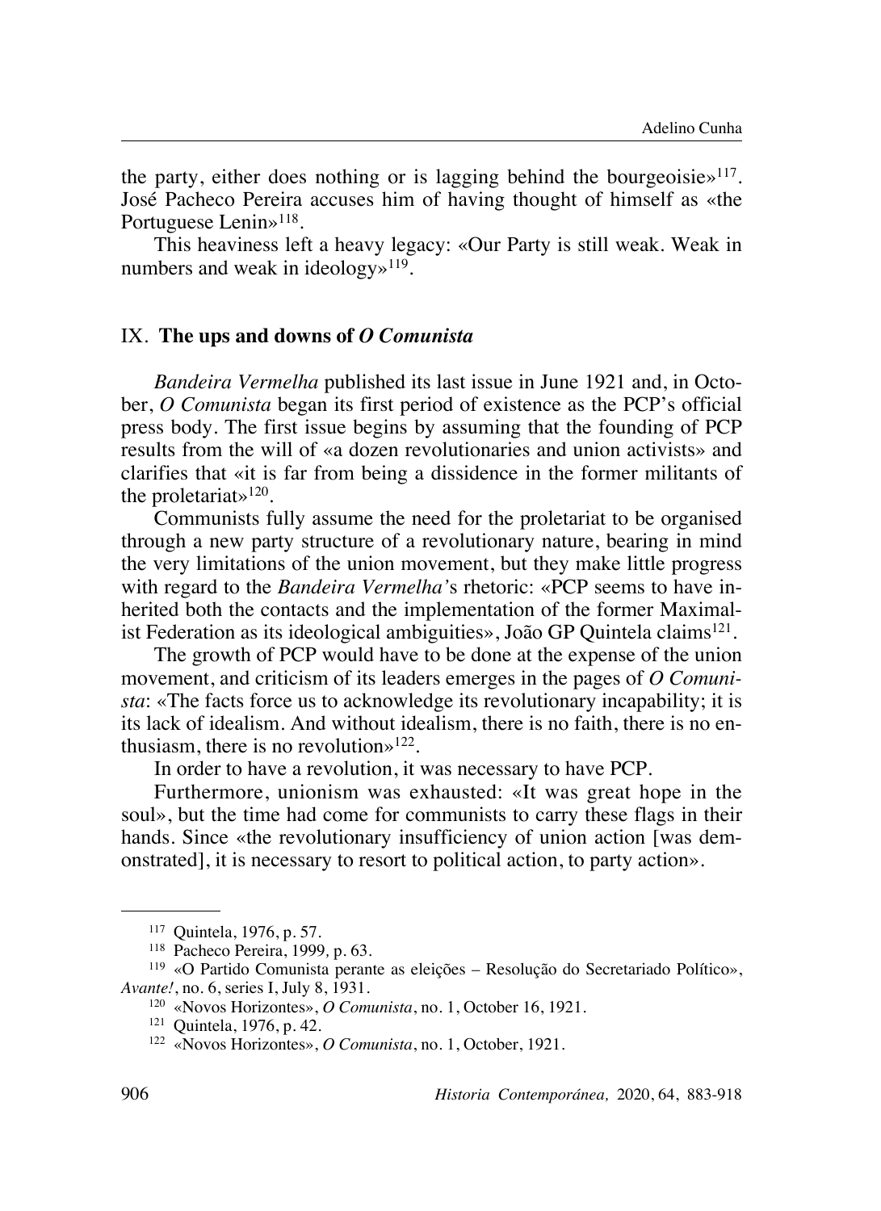the party, either does nothing or is lagging behind the bourgeoisie»[117]. José Pacheco Pereira accuses him of having thought of himself as «the Portuguese Lenin»[118].

This heaviness left a heavy legacy: «Our Party is still weak. Weak in numbers and weak in ideology»[119].

## IX. The ups and downs of *O Comunista*

*Bandeira Vermelha* published its last issue in June 1921 and, in October, *O Comunista* began its first period of existence as the PCP's official press body. The first issue begins by assuming that the founding of PCP results from the will of «a dozen revolutionaries and union activists» and clarifies that «it is far from being a dissidence in the former militants of the proletariat»[120].

Communists fully assume the need for the proletariat to be organised through a new party structure of a revolutionary nature, bearing in mind the very limitations of the union movement, but they make little progress with regard to the *Bandeira Vermelha*'s rhetoric: «PCP seems to have inherited both the contacts and the implementation of the former Maximalist Federation as its ideological ambiguities», João GP Quintela claims[121].

The growth of PCP would have to be done at the expense of the union movement, and criticism of its leaders emerges in the pages of *O Comunista*: «The facts force us to acknowledge its revolutionary incapability; it is its lack of idealism. And without idealism, there is no faith, there is no enthusiasm, there is no revolution»[122].

In order to have a revolution, it was necessary to have PCP.

Furthermore, unionism was exhausted: «It was great hope in the soul», but the time had come for communists to carry these flags in their hands. Since «the revolutionary insufficiency of union action [was demonstrated], it is necessary to resort to political action, to party action».

---

[117] Quintela, 1976, p. 57.

[118] Pacheco Pereira, 1999, p. 63.

[119] «O Partido Comunista perante as eleições – Resolução do Secretariado Político», *Avante!*, no. 6, series I, July 8, 1931.

[120] «Novos Horizontes», *O Comunista*, no. 1, October 16, 1921.

[121] Quintela, 1976, p. 42.

[122] «Novos Horizontes», *O Comunista*, no. 1, October, 1921.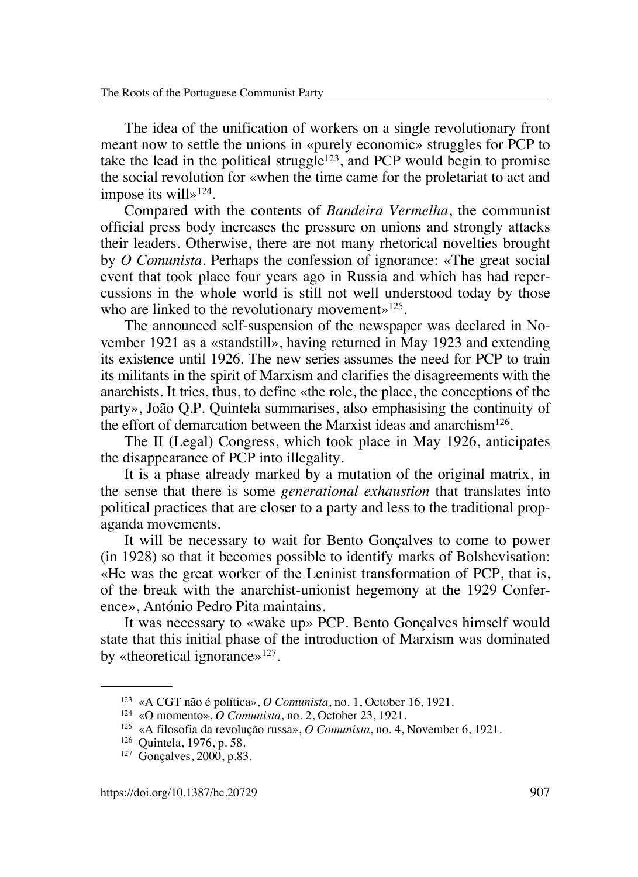The idea of the unification of workers on a single revolutionary front meant now to settle the unions in «purely economic» struggles for PCP to take the lead in the political struggle[123], and PCP would begin to promise the social revolution for «when the time came for the proletariat to act and impose its will»[124].

Compared with the contents of *Bandeira Vermelha*, the communist official press body increases the pressure on unions and strongly attacks their leaders. Otherwise, there are not many rhetorical novelties brought by *O Comunista*. Perhaps the confession of ignorance: «The great social event that took place four years ago in Russia and which has had repercussions in the whole world is still not well understood today by those who are linked to the revolutionary movement»[125].

The announced self-suspension of the newspaper was declared in November 1921 as a «standstill», having returned in May 1923 and extending its existence until 1926. The new series assumes the need for PCP to train its militants in the spirit of Marxism and clarifies the disagreements with the anarchists. It tries, thus, to define «the role, the place, the conceptions of the party», João Q.P. Quintela summarises, also emphasising the continuity of the effort of demarcation between the Marxist ideas and anarchism[126].

The II (Legal) Congress, which took place in May 1926, anticipates the disappearance of PCP into illegality.

It is a phase already marked by a mutation of the original matrix, in the sense that there is some *generational exhaustion* that translates into political practices that are closer to a party and less to the traditional propaganda movements.

It will be necessary to wait for Bento Gonçalves to come to power (in 1928) so that it becomes possible to identify marks of Bolshevisation: «He was the great worker of the Leninist transformation of PCP, that is, of the break with the anarchist-unionist hegemony at the 1929 Conference», António Pedro Pita maintains.

It was necessary to «wake up» PCP. Bento Gonçalves himself would state that this initial phase of the introduction of Marxism was dominated by «theoretical ignorance»[127].

---

[123] «A CGT não é política», *O Comunista*, no. 1, October 16, 1921.

[124] «O momento», *O Comunista*, no. 2, October 23, 1921.

[125] «A filosofia da revolução russa», *O Comunista*, no. 4, November 6, 1921.

[126] Quintela, 1976, p. 58.

[127] Gonçalves, 2000, p.83.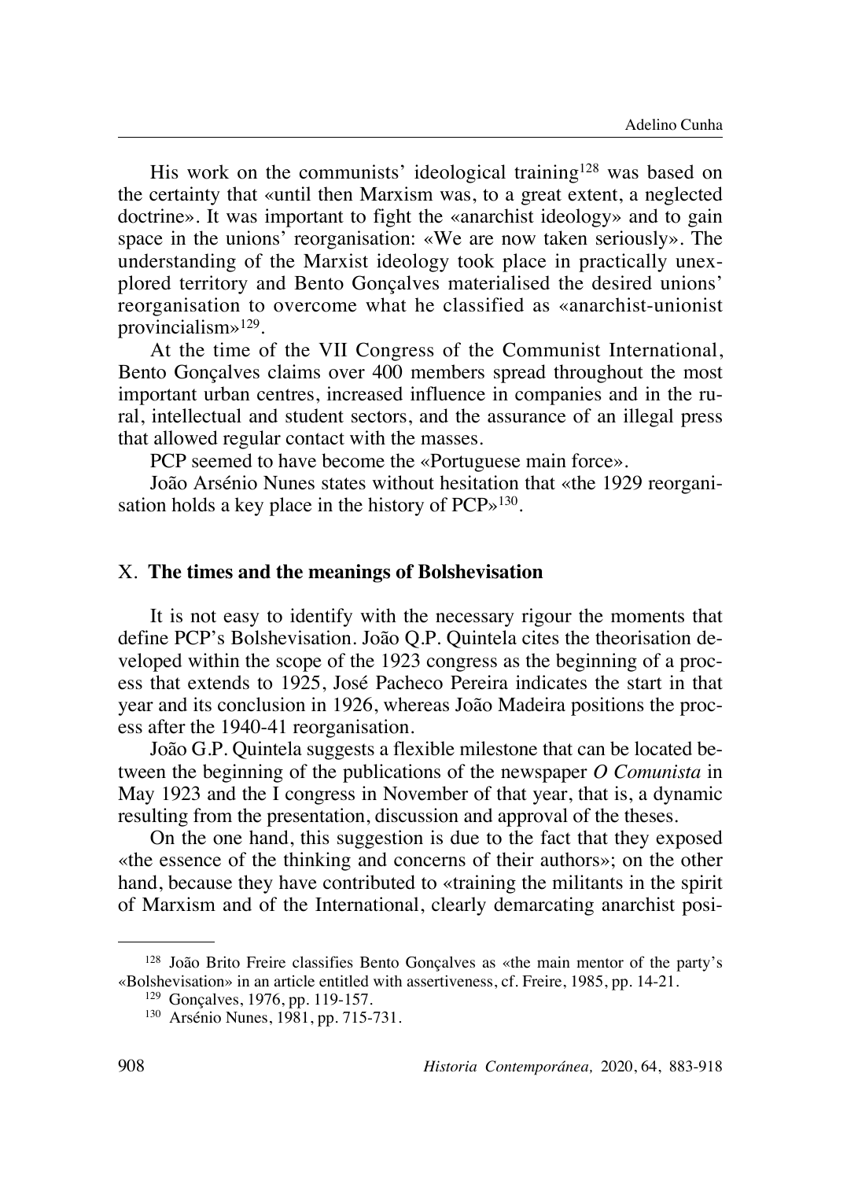His work on the communists' ideological training[128] was based on the certainty that «until then Marxism was, to a great extent, a neglected doctrine». It was important to fight the «anarchist ideology» and to gain space in the unions' reorganisation: «We are now taken seriously». The understanding of the Marxist ideology took place in practically unexplored territory and Bento Gonçalves materialised the desired unions' reorganisation to overcome what he classified as «anarchist-unionist provincialism»[129].

At the time of the VII Congress of the Communist International, Bento Gonçalves claims over 400 members spread throughout the most important urban centres, increased influence in companies and in the rural, intellectual and student sectors, and the assurance of an illegal press that allowed regular contact with the masses.

PCP seemed to have become the «Portuguese main force».

João Arsénio Nunes states without hesitation that «the 1929 reorganisation holds a key place in the history of PCP»[130].

## X. The times and the meanings of Bolshevisation

It is not easy to identify with the necessary rigour the moments that define PCP's Bolshevisation. João Q.P. Quintela cites the theorisation developed within the scope of the 1923 congress as the beginning of a process that extends to 1925, José Pacheco Pereira indicates the start in that year and its conclusion in 1926, whereas João Madeira positions the process after the 1940-41 reorganisation.

João G.P. Quintela suggests a flexible milestone that can be located between the beginning of the publications of the newspaper *O Comunista* in May 1923 and the I congress in November of that year, that is, a dynamic resulting from the presentation, discussion and approval of the theses.

On the one hand, this suggestion is due to the fact that they exposed «the essence of the thinking and concerns of their authors»; on the other hand, because they have contributed to «training the militants in the spirit of Marxism and of the International, clearly demarcating anarchist posi-

---

[128] João Brito Freire classifies Bento Gonçalves as «the main mentor of the party's «Bolshevisation» in an article entitled with assertiveness, cf. Freire, 1985, pp. 14-21.

[129] Gonçalves, 1976, pp. 119-157.

[130] Arsénio Nunes, 1981, pp. 715-731.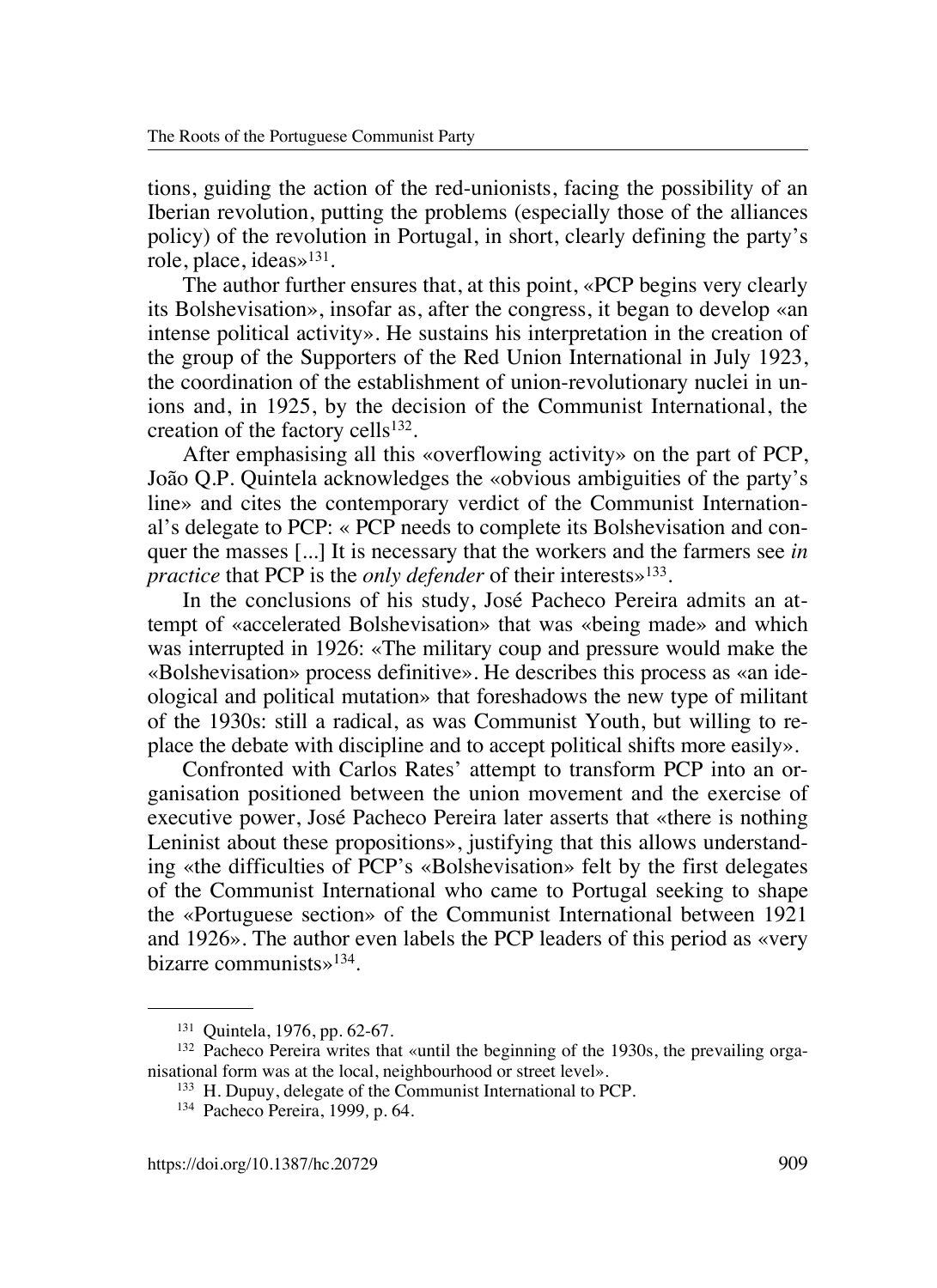tions, guiding the action of the red-unionists, facing the possibility of an Iberian revolution, putting the problems (especially those of the alliances policy) of the revolution in Portugal, in short, clearly defining the party's role, place, ideas»[131].

The author further ensures that, at this point, «PCP begins very clearly its Bolshevisation», insofar as, after the congress, it began to develop «an intense political activity». He sustains his interpretation in the creation of the group of the Supporters of the Red Union International in July 1923, the coordination of the establishment of union-revolutionary nuclei in unions and, in 1925, by the decision of the Communist International, the creation of the factory cells[132].

After emphasising all this «overflowing activity» on the part of PCP, João Q.P. Quintela acknowledges the «obvious ambiguities of the party's line» and cites the contemporary verdict of the Communist International's delegate to PCP: « PCP needs to complete its Bolshevisation and conquer the masses [...] It is necessary that the workers and the farmers see *in practice* that PCP is the *only defender* of their interests»[133].

In the conclusions of his study, José Pacheco Pereira admits an attempt of «accelerated Bolshevisation» that was «being made» and which was interrupted in 1926: «The military coup and pressure would make the «Bolshevisation» process definitive». He describes this process as «an ideological and political mutation» that foreshadows the new type of militant of the 1930s: still a radical, as was Communist Youth, but willing to replace the debate with discipline and to accept political shifts more easily».

Confronted with Carlos Rates' attempt to transform PCP into an organisation positioned between the union movement and the exercise of executive power, José Pacheco Pereira later asserts that «there is nothing Leninist about these propositions», justifying that this allows understanding «the difficulties of PCP's «Bolshevisation» felt by the first delegates of the Communist International who came to Portugal seeking to shape the «Portuguese section» of the Communist International between 1921 and 1926». The author even labels the PCP leaders of this period as «very bizarre communists»[134].

---

[131] Quintela, 1976, pp. 62-67.

[132] Pacheco Pereira writes that «until the beginning of the 1930s, the prevailing organisational form was at the local, neighbourhood or street level».

[133] H. Dupuy, delegate of the Communist International to PCP.

[134] Pacheco Pereira, 1999, p. 64.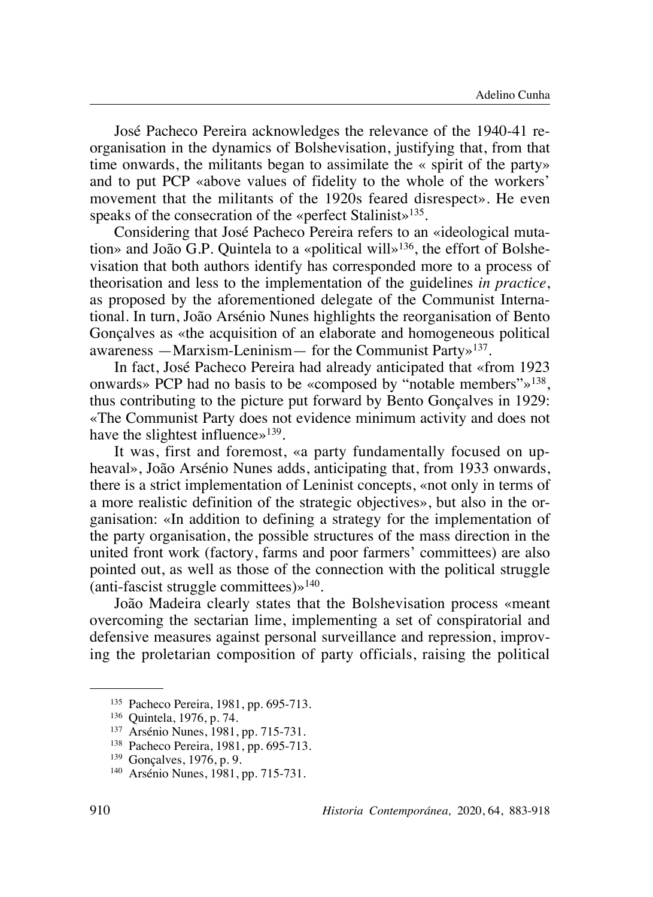José Pacheco Pereira acknowledges the relevance of the 1940-41 reorganisation in the dynamics of Bolshevisation, justifying that, from that time onwards, the militants began to assimilate the « spirit of the party» and to put PCP «above values of fidelity to the whole of the workers' movement that the militants of the 1920s feared disrespect». He even speaks of the consecration of the «perfect Stalinist»[135].

Considering that José Pacheco Pereira refers to an «ideological mutation» and João G.P. Quintela to a «political will»[136], the effort of Bolshevisation that both authors identify has corresponded more to a process of theorisation and less to the implementation of the guidelines *in practice*, as proposed by the aforementioned delegate of the Communist International. In turn, João Arsénio Nunes highlights the reorganisation of Bento Gonçalves as «the acquisition of an elaborate and homogeneous political awareness —Marxism-Leninism— for the Communist Party»[137].

In fact, José Pacheco Pereira had already anticipated that «from 1923 onwards» PCP had no basis to be «composed by "notable members"»[138], thus contributing to the picture put forward by Bento Gonçalves in 1929: «The Communist Party does not evidence minimum activity and does not have the slightest influence»[139].

It was, first and foremost, «a party fundamentally focused on upheaval», João Arsénio Nunes adds, anticipating that, from 1933 onwards, there is a strict implementation of Leninist concepts, «not only in terms of a more realistic definition of the strategic objectives», but also in the organisation: «In addition to defining a strategy for the implementation of the party organisation, the possible structures of the mass direction in the united front work (factory, farms and poor farmers' committees) are also pointed out, as well as those of the connection with the political struggle (anti-fascist struggle committees)»[140].

João Madeira clearly states that the Bolshevisation process «meant overcoming the sectarian lime, implementing a set of conspiratorial and defensive measures against personal surveillance and repression, improving the proletarian composition of party officials, raising the political

[135] Pacheco Pereira, 1981, pp. 695-713.
[136] Quintela, 1976, p. 74.
[137] Arsénio Nunes, 1981, pp. 715-731.
[138] Pacheco Pereira, 1981, pp. 695-713.
[139] Gonçalves, 1976, p. 9.
[140] Arsénio Nunes, 1981, pp. 715-731.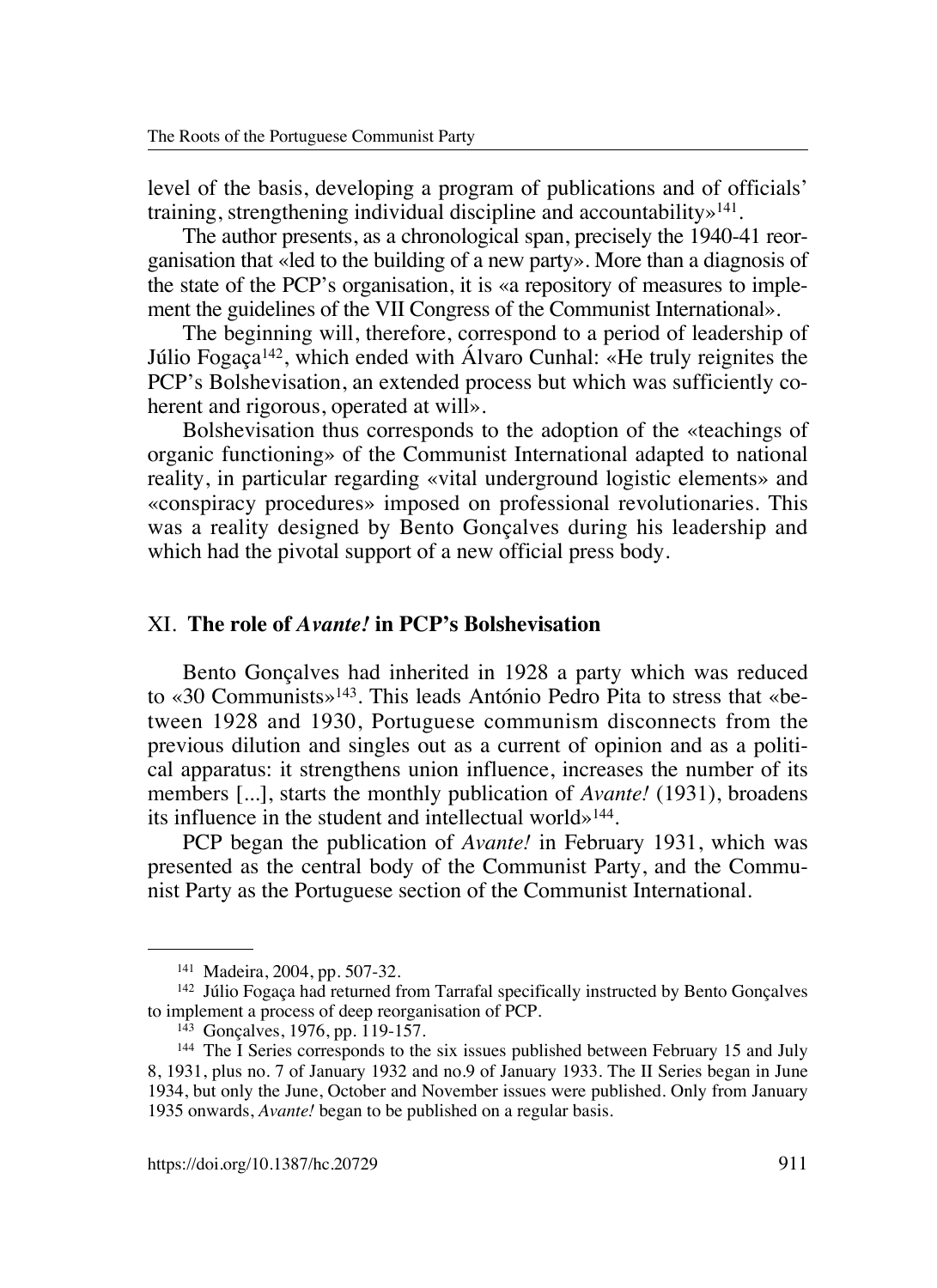level of the basis, developing a program of publications and of officials' training, strengthening individual discipline and accountability»[141].

The author presents, as a chronological span, precisely the 1940-41 reorganisation that «led to the building of a new party». More than a diagnosis of the state of the PCP's organisation, it is «a repository of measures to implement the guidelines of the VII Congress of the Communist International».

The beginning will, therefore, correspond to a period of leadership of Júlio Fogaça[142], which ended with Álvaro Cunhal: «He truly reignites the PCP's Bolshevisation, an extended process but which was sufficiently coherent and rigorous, operated at will».

Bolshevisation thus corresponds to the adoption of the «teachings of organic functioning» of the Communist International adapted to national reality, in particular regarding «vital underground logistic elements» and «conspiracy procedures» imposed on professional revolutionaries. This was a reality designed by Bento Gonçalves during his leadership and which had the pivotal support of a new official press body.

## XI. The role of *Avante!* in PCP's Bolshevisation

Bento Gonçalves had inherited in 1928 a party which was reduced to «30 Communists»[143]. This leads António Pedro Pita to stress that «between 1928 and 1930, Portuguese communism disconnects from the previous dilution and singles out as a current of opinion and as a political apparatus: it strengthens union influence, increases the number of its members [...], starts the monthly publication of *Avante!* (1931), broadens its influence in the student and intellectual world»[144].

PCP began the publication of *Avante!* in February 1931, which was presented as the central body of the Communist Party, and the Communist Party as the Portuguese section of the Communist International.

---

[141] Madeira, 2004, pp. 507-32.

[142] Júlio Fogaça had returned from Tarrafal specifically instructed by Bento Gonçalves to implement a process of deep reorganisation of PCP.

[143] Gonçalves, 1976, pp. 119-157.

[144] The I Series corresponds to the six issues published between February 15 and July 8, 1931, plus no. 7 of January 1932 and no.9 of January 1933. The II Series began in June 1934, but only the June, October and November issues were published. Only from January 1935 onwards, *Avante!* began to be published on a regular basis.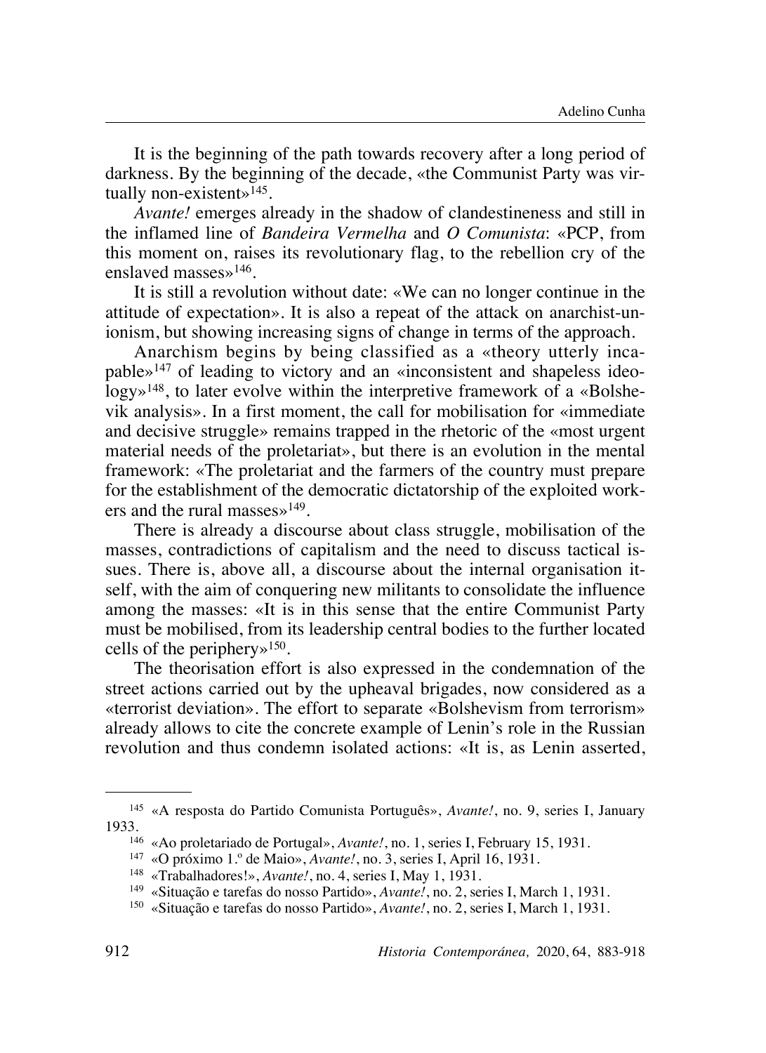It is the beginning of the path towards recovery after a long period of darkness. By the beginning of the decade, «the Communist Party was virtually non-existent»[145].

*Avante!* emerges already in the shadow of clandestineness and still in the inflamed line of *Bandeira Vermelha* and *O Comunista*: «PCP, from this moment on, raises its revolutionary flag, to the rebellion cry of the enslaved masses»[146].

It is still a revolution without date: «We can no longer continue in the attitude of expectation». It is also a repeat of the attack on anarchist-unionism, but showing increasing signs of change in terms of the approach.

Anarchism begins by being classified as a «theory utterly incapable»[147] of leading to victory and an «inconsistent and shapeless ideology»[148], to later evolve within the interpretive framework of a «Bolshevik analysis». In a first moment, the call for mobilisation for «immediate and decisive struggle» remains trapped in the rhetoric of the «most urgent material needs of the proletariat», but there is an evolution in the mental framework: «The proletariat and the farmers of the country must prepare for the establishment of the democratic dictatorship of the exploited workers and the rural masses»[149].

There is already a discourse about class struggle, mobilisation of the masses, contradictions of capitalism and the need to discuss tactical issues. There is, above all, a discourse about the internal organisation itself, with the aim of conquering new militants to consolidate the influence among the masses: «It is in this sense that the entire Communist Party must be mobilised, from its leadership central bodies to the further located cells of the periphery»[150].

The theorisation effort is also expressed in the condemnation of the street actions carried out by the upheaval brigades, now considered as a «terrorist deviation». The effort to separate «Bolshevism from terrorism» already allows to cite the concrete example of Lenin's role in the Russian revolution and thus condemn isolated actions: «It is, as Lenin asserted,

---

[145] «A resposta do Partido Comunista Português», *Avante!*, no. 9, series I, January 1933.

[146] «Ao proletariado de Portugal», *Avante!*, no. 1, series I, February 15, 1931.

[147] «O próximo 1.º de Maio», *Avante!*, no. 3, series I, April 16, 1931.

[148] «Trabalhadores!», *Avante!*, no. 4, series I, May 1, 1931.

[149] «Situação e tarefas do nosso Partido», *Avante!*, no. 2, series I, March 1, 1931.

[150] «Situação e tarefas do nosso Partido», *Avante!*, no. 2, series I, March 1, 1931.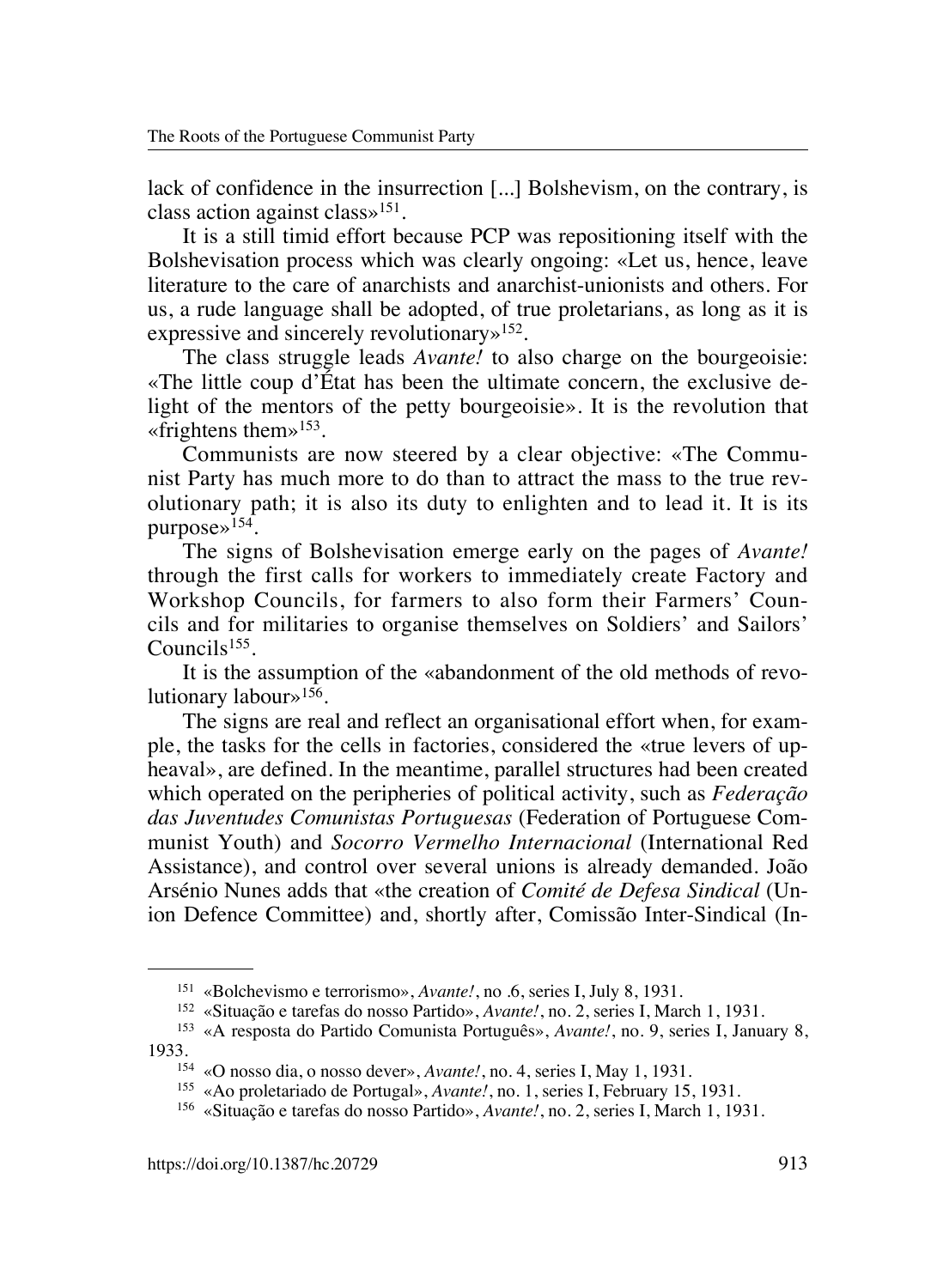lack of confidence in the insurrection [...] Bolshevism, on the contrary, is class action against class»[151].

It is a still timid effort because PCP was repositioning itself with the Bolshevisation process which was clearly ongoing: «Let us, hence, leave literature to the care of anarchists and anarchist-unionists and others. For us, a rude language shall be adopted, of true proletarians, as long as it is expressive and sincerely revolutionary»[152].

The class struggle leads *Avante!* to also charge on the bourgeoisie: «The little coup d'État has been the ultimate concern, the exclusive delight of the mentors of the petty bourgeoisie». It is the revolution that «frightens them»[153].

Communists are now steered by a clear objective: «The Communist Party has much more to do than to attract the mass to the true revolutionary path; it is also its duty to enlighten and to lead it. It is its purpose»[154].

The signs of Bolshevisation emerge early on the pages of *Avante!* through the first calls for workers to immediately create Factory and Workshop Councils, for farmers to also form their Farmers' Councils and for militaries to organise themselves on Soldiers' and Sailors' Councils[155].

It is the assumption of the «abandonment of the old methods of revolutionary labour»[156].

The signs are real and reflect an organisational effort when, for example, the tasks for the cells in factories, considered the «true levers of upheaval», are defined. In the meantime, parallel structures had been created which operated on the peripheries of political activity, such as *Federação das Juventudes Comunistas Portuguesas* (Federation of Portuguese Communist Youth) and *Socorro Vermelho Internacional* (International Red Assistance), and control over several unions is already demanded. João Arsénio Nunes adds that «the creation of *Comité de Defesa Sindical* (Union Defence Committee) and, shortly after, Comissão Inter-Sindical (In-

---

[151] «Bolchevismo e terrorismo», *Avante!*, no .6, series I, July 8, 1931.

[152] «Situação e tarefas do nosso Partido», *Avante!*, no. 2, series I, March 1, 1931.

[153] «A resposta do Partido Comunista Português», *Avante!*, no. 9, series I, January 8, 1933.

[154] «O nosso dia, o nosso dever», *Avante!*, no. 4, series I, May 1, 1931.

[155] «Ao proletariado de Portugal», *Avante!*, no. 1, series I, February 15, 1931.

[156] «Situação e tarefas do nosso Partido», *Avante!*, no. 2, series I, March 1, 1931.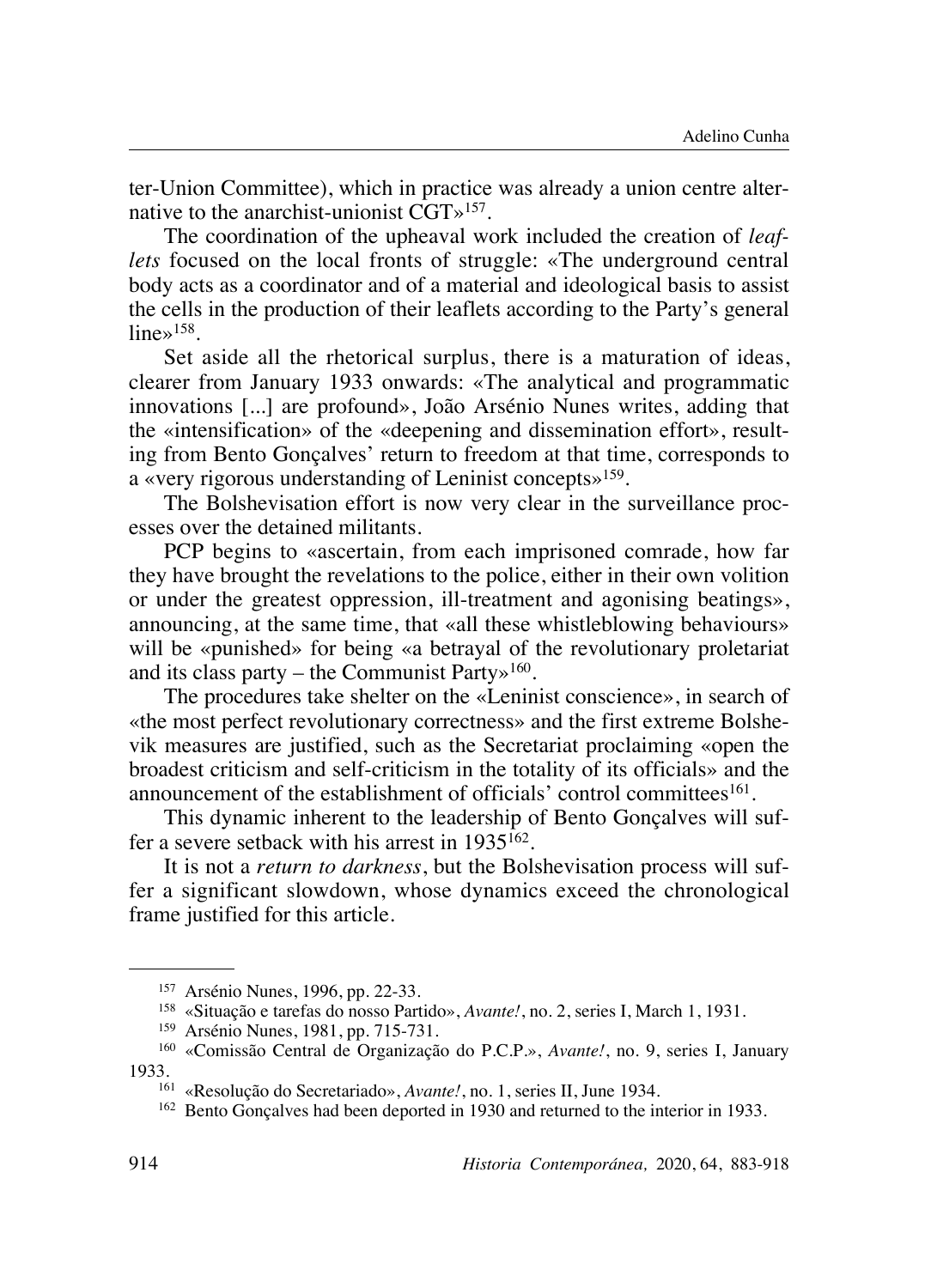ter-Union Committee), which in practice was already a union centre alternative to the anarchist-unionist CGT»[157].

The coordination of the upheaval work included the creation of *leaflets* focused on the local fronts of struggle: «The underground central body acts as a coordinator and of a material and ideological basis to assist the cells in the production of their leaflets according to the Party's general line»[158].

Set aside all the rhetorical surplus, there is a maturation of ideas, clearer from January 1933 onwards: «The analytical and programmatic innovations [...] are profound», João Arsénio Nunes writes, adding that the «intensification» of the «deepening and dissemination effort», resulting from Bento Gonçalves' return to freedom at that time, corresponds to a «very rigorous understanding of Leninist concepts»[159].

The Bolshevisation effort is now very clear in the surveillance processes over the detained militants.

PCP begins to «ascertain, from each imprisoned comrade, how far they have brought the revelations to the police, either in their own volition or under the greatest oppression, ill-treatment and agonising beatings», announcing, at the same time, that «all these whistleblowing behaviours» will be «punished» for being «a betrayal of the revolutionary proletariat and its class party – the Communist Party»[160].

The procedures take shelter on the «Leninist conscience», in search of «the most perfect revolutionary correctness» and the first extreme Bolshevik measures are justified, such as the Secretariat proclaiming «open the broadest criticism and self-criticism in the totality of its officials» and the announcement of the establishment of officials' control committees[161].

This dynamic inherent to the leadership of Bento Gonçalves will suffer a severe setback with his arrest in 1935[162].

It is not a *return to darkness*, but the Bolshevisation process will suffer a significant slowdown, whose dynamics exceed the chronological frame justified for this article.

---

[157] Arsénio Nunes, 1996, pp. 22-33.

[158] «Situação e tarefas do nosso Partido», *Avante!*, no. 2, series I, March 1, 1931.

[159] Arsénio Nunes, 1981, pp. 715-731.

[160] «Comissão Central de Organização do P.C.P.», *Avante!*, no. 9, series I, January 1933.

[161] «Resolução do Secretariado», *Avante!*, no. 1, series II, June 1934.

[162] Bento Gonçalves had been deported in 1930 and returned to the interior in 1933.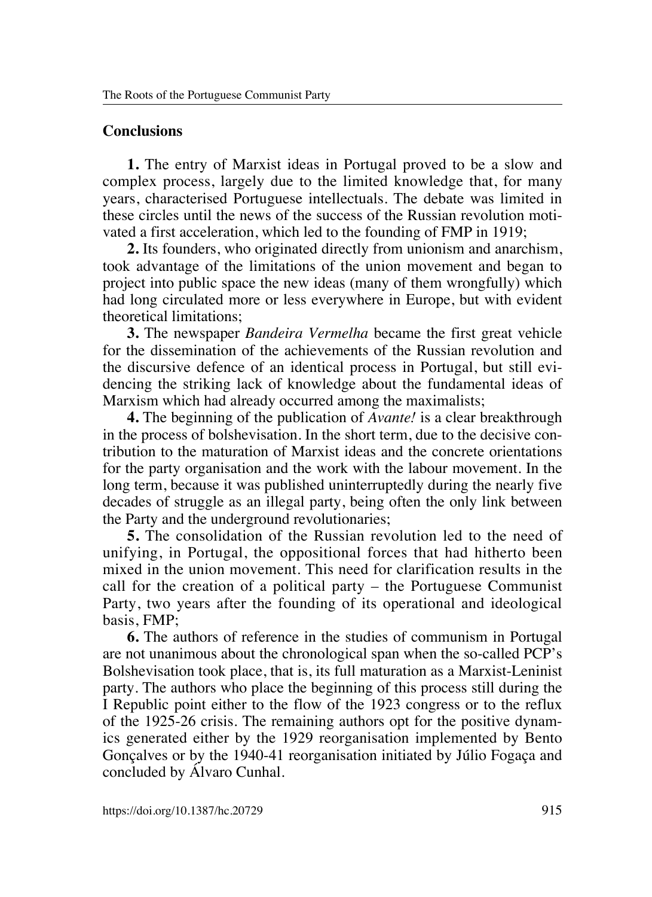## Conclusions

**1.** The entry of Marxist ideas in Portugal proved to be a slow and complex process, largely due to the limited knowledge that, for many years, characterised Portuguese intellectuals. The debate was limited in these circles until the news of the success of the Russian revolution motivated a first acceleration, which led to the founding of FMP in 1919;

**2.** Its founders, who originated directly from unionism and anarchism, took advantage of the limitations of the union movement and began to project into public space the new ideas (many of them wrongfully) which had long circulated more or less everywhere in Europe, but with evident theoretical limitations;

**3.** The newspaper *Bandeira Vermelha* became the first great vehicle for the dissemination of the achievements of the Russian revolution and the discursive defence of an identical process in Portugal, but still evidencing the striking lack of knowledge about the fundamental ideas of Marxism which had already occurred among the maximalists;

**4.** The beginning of the publication of *Avante!* is a clear breakthrough in the process of bolshevisation. In the short term, due to the decisive contribution to the maturation of Marxist ideas and the concrete orientations for the party organisation and the work with the labour movement. In the long term, because it was published uninterruptedly during the nearly five decades of struggle as an illegal party, being often the only link between the Party and the underground revolutionaries;

**5.** The consolidation of the Russian revolution led to the need of unifying, in Portugal, the oppositional forces that had hitherto been mixed in the union movement. This need for clarification results in the call for the creation of a political party – the Portuguese Communist Party, two years after the founding of its operational and ideological basis, FMP;

**6.** The authors of reference in the studies of communism in Portugal are not unanimous about the chronological span when the so-called PCP's Bolshevisation took place, that is, its full maturation as a Marxist-Leninist party. The authors who place the beginning of this process still during the I Republic point either to the flow of the 1923 congress or to the reflux of the 1925-26 crisis. The remaining authors opt for the positive dynamics generated either by the 1929 reorganisation implemented by Bento Gonçalves or by the 1940-41 reorganisation initiated by Júlio Fogaça and concluded by Álvaro Cunhal.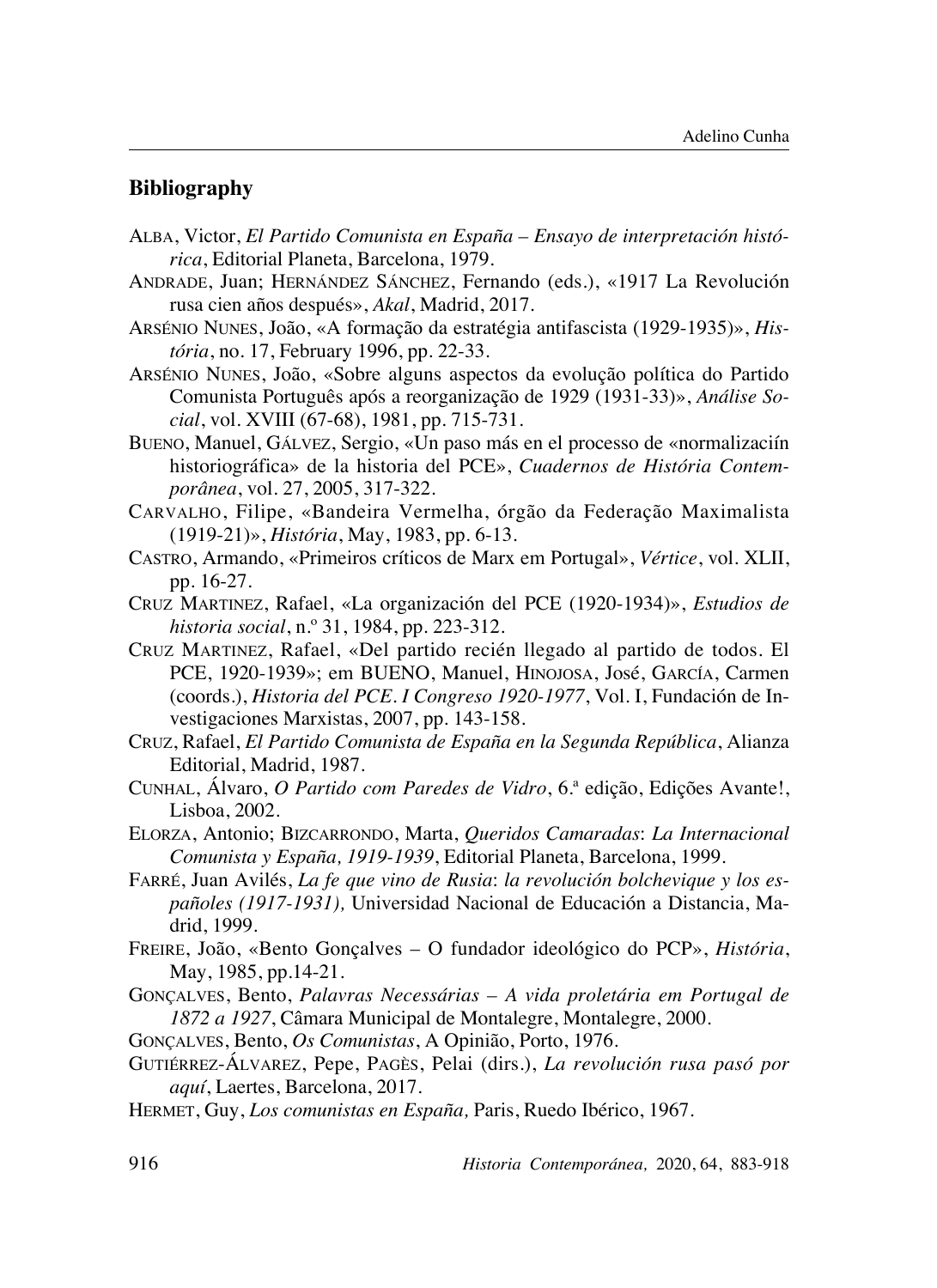## Bibliography

ALBA, Victor, *El Partido Comunista en España – Ensayo de interpretación histórica*, Editorial Planeta, Barcelona, 1979.

ANDRADE, Juan; HERNÁNDEZ SÁNCHEZ, Fernando (eds.), «1917 La Revolución rusa cien años después», *Akal*, Madrid, 2017.

ARSÉNIO NUNES, João, «A formação da estratégia antifascista (1929-1935)», *História*, no. 17, February 1996, pp. 22-33.

ARSÉNIO NUNES, João, «Sobre alguns aspectos da evolução política do Partido Comunista Português após a reorganização de 1929 (1931-33)», *Análise Social*, vol. XVIII (67-68), 1981, pp. 715-731.

BUENO, Manuel, GÁLVEZ, Sergio, «Un paso más en el processo de «normalizacíín historiográfica» de la historia del PCE», *Cuadernos de História Contemporânea*, vol. 27, 2005, 317-322.

CARVALHO, Filipe, «Bandeira Vermelha, órgão da Federação Maximalista (1919-21)», *História*, May, 1983, pp. 6-13.

CASTRO, Armando, «Primeiros críticos de Marx em Portugal», *Vértice*, vol. XLII, pp. 16-27.

CRUZ MARTINEZ, Rafael, «La organización del PCE (1920-1934)», *Estudios de historia social*, n.º 31, 1984, pp. 223-312.

CRUZ MARTINEZ, Rafael, «Del partido recién llegado al partido de todos. El PCE, 1920-1939»; em BUENO, Manuel, HINOJOSA, José, GARCÍA, Carmen (coords.), *Historia del PCE. I Congreso 1920-1977*, Vol. I, Fundación de Investigaciones Marxistas, 2007, pp. 143-158.

CRUZ, Rafael, *El Partido Comunista de España en la Segunda República*, Alianza Editorial, Madrid, 1987.

CUNHAL, Álvaro, *O Partido com Paredes de Vidro*, 6.ª edição, Edições Avante!, Lisboa, 2002.

ELORZA, Antonio; BIZCARRONDO, Marta, *Queridos Camaradas*: *La Internacional Comunista y España, 1919-1939*, Editorial Planeta, Barcelona, 1999.

FARRÉ, Juan Avilés, *La fe que vino de Rusia*: *la revolución bolchevique y los españoles (1917-1931),* Universidad Nacional de Educación a Distancia, Madrid, 1999.

FREIRE, João, «Bento Gonçalves – O fundador ideológico do PCP», *História*, May, 1985, pp.14-21.

GONÇALVES, Bento, *Palavras Necessárias – A vida proletária em Portugal de 1872 a 1927*, Câmara Municipal de Montalegre, Montalegre, 2000.

GONÇALVES, Bento, *Os Comunistas*, A Opinião, Porto, 1976.

GUTIÉRREZ-ÁLVAREZ, Pepe, PAGÈS, Pelai (dirs.), *La revolución rusa pasó por aquí*, Laertes, Barcelona, 2017.

HERMET, Guy, *Los comunistas en España,* Paris, Ruedo Ibérico, 1967.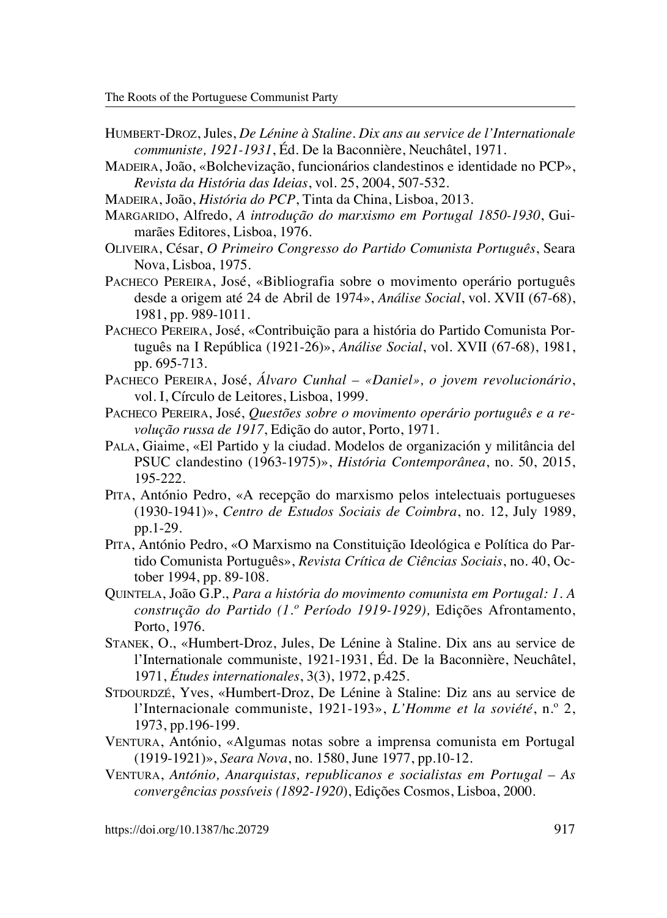HUMBERT-DROZ, Jules, *De Lénine à Staline. Dix ans au service de l'Internationale communiste, 1921-1931*, Éd. De la Baconnière, Neuchâtel, 1971.

MADEIRA, João, «Bolchevização, funcionários clandestinos e identidade no PCP», *Revista da História das Ideias*, vol. 25, 2004, 507-532.

MADEIRA, João, *História do PCP*, Tinta da China, Lisboa, 2013.

MARGARIDO, Alfredo, *A introdução do marxismo em Portugal 1850-1930*, Guimarães Editores, Lisboa, 1976.

OLIVEIRA, César, *O Primeiro Congresso do Partido Comunista Português*, Seara Nova, Lisboa, 1975.

PACHECO PEREIRA, José, «Bibliografia sobre o movimento operário português desde a origem até 24 de Abril de 1974», *Análise Social*, vol. XVII (67-68), 1981, pp. 989-1011.

PACHECO PEREIRA, José, «Contribuição para a história do Partido Comunista Português na I República (1921-26)», *Análise Social*, vol. XVII (67-68), 1981, pp. 695-713.

PACHECO PEREIRA, José, *Álvaro Cunhal – «Daniel», o jovem revolucionário*, vol. I, Círculo de Leitores, Lisboa, 1999.

PACHECO PEREIRA, José, *Questões sobre o movimento operário português e a revolução russa de 1917*, Edição do autor, Porto, 1971.

PALA, Giaime, «El Partido y la ciudad. Modelos de organización y militância del PSUC clandestino (1963-1975)», *História Contemporânea*, no. 50, 2015, 195-222.

PITA, António Pedro, «A recepção do marxismo pelos intelectuais portugueses (1930-1941)», *Centro de Estudos Sociais de Coimbra*, no. 12, July 1989, pp.1-29.

PITA, António Pedro, «O Marxismo na Constituição Ideológica e Política do Partido Comunista Português», *Revista Crítica de Ciências Sociais*, no. 40, October 1994, pp. 89-108.

QUINTELA, João G.P., *Para a história do movimento comunista em Portugal: 1. A construção do Partido (1.º Período 1919-1929),* Edições Afrontamento, Porto, 1976.

STANEK, O., «Humbert-Droz, Jules, De Lénine à Staline. Dix ans au service de l'Internationale communiste, 1921-1931, Éd. De la Baconnière, Neuchâtel, 1971, *Études internationales*, 3(3), 1972, p.425.

STDOURDZÉ, Yves, «Humbert-Droz, De Lénine à Staline: Diz ans au service de l'Internacionale communiste, 1921-193», *L'Homme et la soviété*, n.º 2, 1973, pp.196-199.

VENTURA, António, «Algumas notas sobre a imprensa comunista em Portugal (1919-1921)», *Seara Nova*, no. 1580, June 1977, pp.10-12.

VENTURA, *António, Anarquistas, republicanos e socialistas em Portugal – As convergências possíveis (1892-1920*), Edições Cosmos, Lisboa, 2000.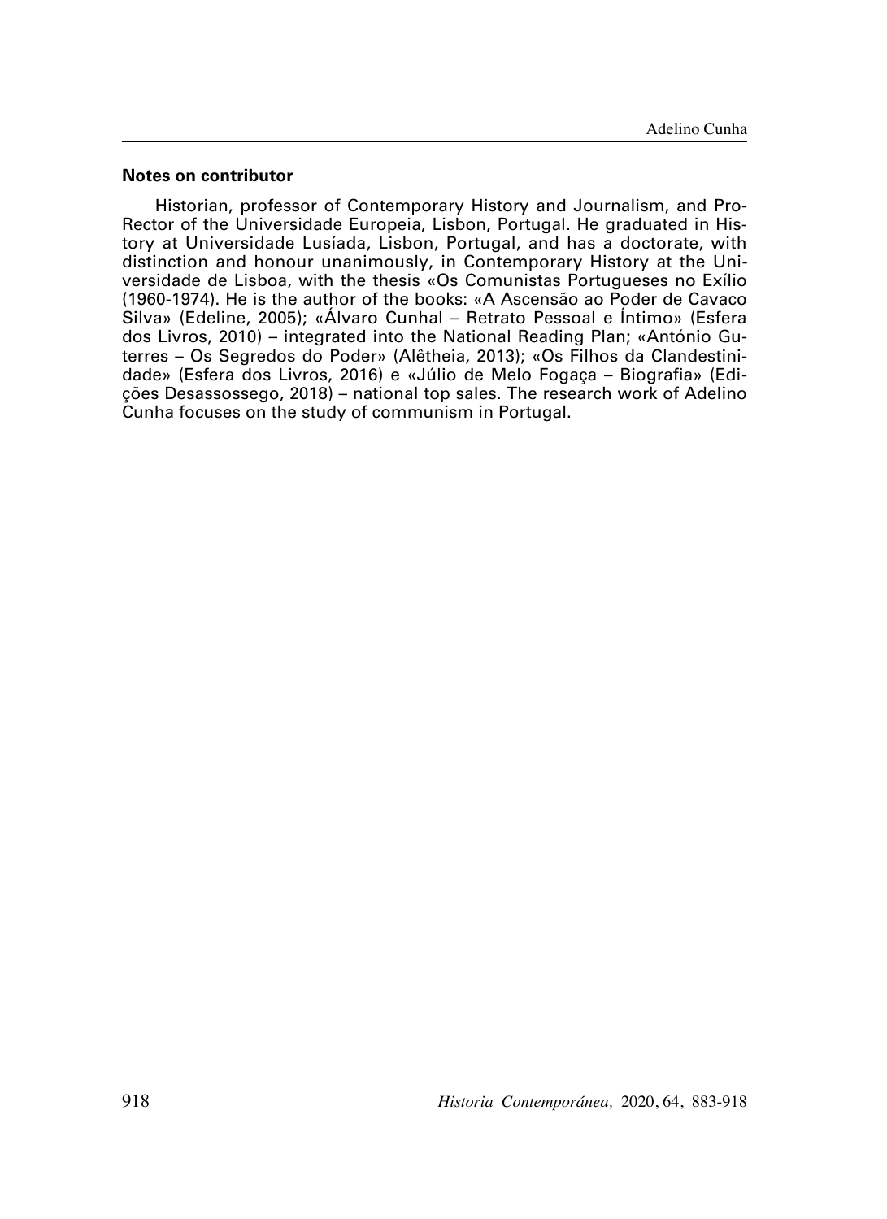**Notes on contributor**

Historian, professor of Contemporary History and Journalism, and Pro-Rector of the Universidade Europeia, Lisbon, Portugal. He graduated in History at Universidade Lusíada, Lisbon, Portugal, and has a doctorate, with distinction and honour unanimously, in Contemporary History at the Universidade de Lisboa, with the thesis «Os Comunistas Portugueses no Exílio (1960-1974). He is the author of the books: «A Ascensão ao Poder de Cavaco Silva» (Edeline, 2005); «Álvaro Cunhal – Retrato Pessoal e Íntimo» (Esfera dos Livros, 2010) – integrated into the National Reading Plan; «António Guterres – Os Segredos do Poder» (Alêtheia, 2013); «Os Filhos da Clandestinidade» (Esfera dos Livros, 2016) e «Júlio de Melo Fogaça – Biografia» (Edições Desassossego, 2018) – national top sales. The research work of Adelino Cunha focuses on the study of communism in Portugal.